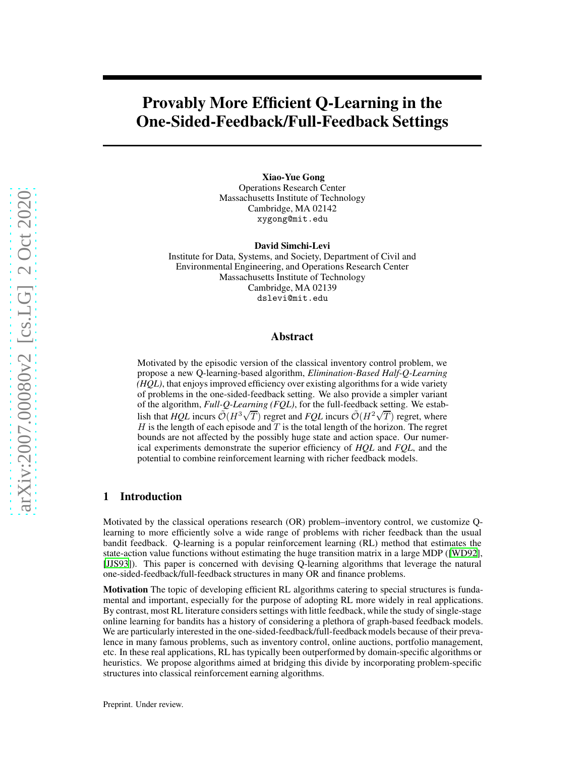# Provably More Efficient Q-Learning in the One-Sided-Feedback/Full-Feedback Settings

**Xiao-Yue Gong**
Operations Research Center
Massachusetts Institute of Technology
Cambridge, MA 02142
xygong@mit.edu

**David Simchi-Levi**
Institute for Data, Systems, and Society, Department of Civil and Environmental Engineering, and Operations Research Center
Massachusetts Institute of Technology
Cambridge, MA 02139
dslevi@mit.edu

## Abstract

Motivated by the episodic version of the classical inventory control problem, we propose a new Q-learning-based algorithm, *Elimination-Based Half-Q-Learning (HQL)*, that enjoys improved efficiency over existing algorithms for a wide variety of problems in the one-sided-feedback setting. We also provide a simpler variant of the algorithm, *Full-Q-Learning (FQL)*, for the full-feedback setting. We establish that *HQL* incurs $\tilde{\mathcal{O}}(H^3\sqrt{T})$ regret and *FQL* incurs $\tilde{\mathcal{O}}(H^2\sqrt{T})$ regret, where $H$ is the length of each episode and $T$ is the total length of the horizon. The regret bounds are not affected by the possibly huge state and action space. Our numerical experiments demonstrate the superior efficiency of *HQL* and *FQL*, and the potential to combine reinforcement learning with richer feedback models.

## 1 Introduction

Motivated by the classical operations research (OR) problem–inventory control, we customize Q-learning to more efficiently solve a wide range of problems with richer feedback than the usual bandit feedback. Q-learning is a popular reinforcement learning (RL) method that estimates the state-action value functions without estimating the huge transition matrix in a large MDP ([WD92], [JJS93]). This paper is concerned with devising Q-learning algorithms that leverage the natural one-sided-feedback/full-feedback structures in many OR and finance problems.

**Motivation** The topic of developing efficient RL algorithms catering to special structures is fundamental and important, especially for the purpose of adopting RL more widely in real applications. By contrast, most RL literature considers settings with little feedback, while the study of single-stage online learning for bandits has a history of considering a plethora of graph-based feedback models. We are particularly interested in the one-sided-feedback/full-feedback models because of their prevalence in many famous problems, such as inventory control, online auctions, portfolio management, etc. In these real applications, RL has typically been outperformed by domain-specific algorithms or heuristics. We propose algorithms aimed at bridging this divide by incorporating problem-specific structures into classical reinforcement earning algorithms.

Preprint. Under review.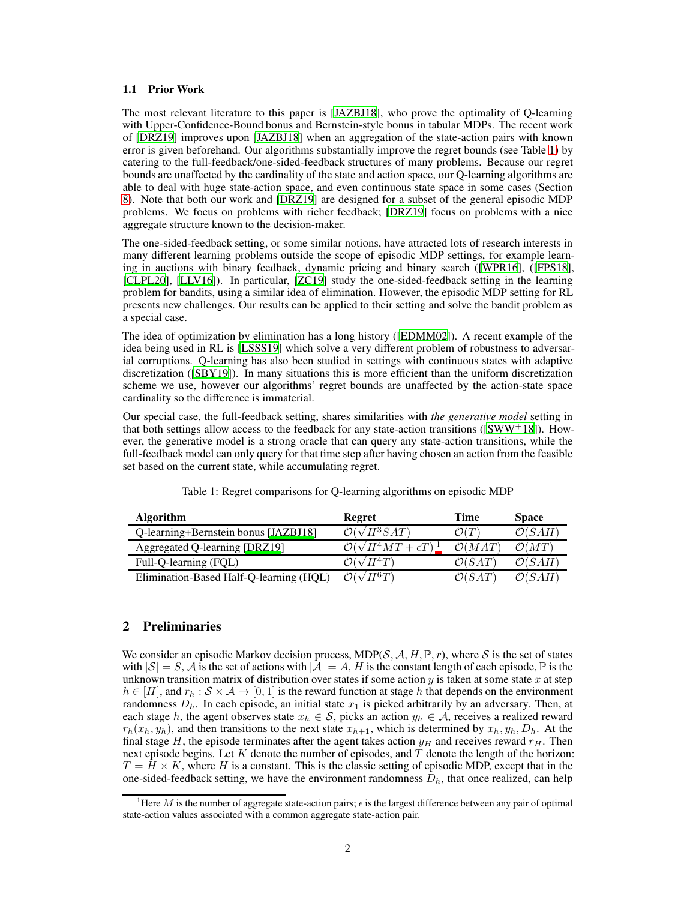### 1.1 Prior Work

The most relevant literature to this paper is [JAZBJ18], who prove the optimality of Q-learning with Upper-Confidence-Bound bonus and Bernstein-style bonus in tabular MDPs. The recent work of [DRZ19] improves upon [JAZBJ18] when an aggregation of the state-action pairs with known error is given beforehand. Our algorithms substantially improve the regret bounds (see Table 1) by catering to the full-feedback/one-sided-feedback structures of many problems. Because our regret bounds are unaffected by the cardinality of the state and action space, our Q-learning algorithms are able to deal with huge state-action space, and even continuous state space in some cases (Section 8). Note that both our work and [DRZ19] are designed for a subset of the general episodic MDP problems. We focus on problems with richer feedback; [DRZ19] focus on problems with a nice aggregate structure known to the decision-maker.

The one-sided-feedback setting, or some similar notions, have attracted lots of research interests in many different learning problems outside the scope of episodic MDP settings, for example learning in auctions with binary feedback, dynamic pricing and binary search ([WPR16], ([FPS18], [CLPL20], [LLV16]). In particular, [ZC19] study the one-sided-feedback setting in the learning problem for bandits, using a similar idea of elimination. However, the episodic MDP setting for RL presents new challenges. Our results can be applied to their setting and solve the bandit problem as a special case.

The idea of optimization by elimination has a long history ([EDMM02]). A recent example of the idea being used in RL is [LSSS19] which solve a very different problem of robustness to adversarial corruptions. Q-learning has also been studied in settings with continuous states with adaptive discretization ([SBY19]). In many situations this is more efficient than the uniform discretization scheme we use, however our algorithms' regret bounds are unaffected by the action-state space cardinality so the difference is immaterial.

Our special case, the full-feedback setting, shares similarities with *the generative model* setting in that both settings allow access to the feedback for any state-action transitions ([SWW+18]). However, the generative model is a strong oracle that can query any state-action transitions, while the full-feedback model can only query for that time step after having chosen an action from the feasible set based on the current state, while accumulating regret.

Table 1: Regret comparisons for Q-learning algorithms on episodic MDP

| **Algorithm** | **Regret** | **Time** | **Space** |
|---|---|---|---|
| Q-learning+Bernstein bonus [JAZBJ18] | $\tilde{\mathcal{O}}(\sqrt{H^3SAT})$ | $\mathcal{O}(T)$ | $\mathcal{O}(SAH)$ |
| Aggregated Q-learning [DRZ19] | $\tilde{\mathcal{O}}(\sqrt{H^4MT}+\epsilon T)$ [1] | $\mathcal{O}(MAT)$ | $\mathcal{O}(MT)$ |
| Full-Q-learning (FQL) | $\tilde{\mathcal{O}}(\sqrt{H^4T})$ | $\mathcal{O}(SAT)$ | $\mathcal{O}(SAH)$ |
| Elimination-Based Half-Q-learning (HQL) | $\tilde{\mathcal{O}}(\sqrt{H^6T})$ | $\mathcal{O}(SAT)$ | $\mathcal{O}(SAH)$ |

## 2 Preliminaries

We consider an episodic Markov decision process, MDP($\mathcal{S}, \mathcal{A}, H, \mathbb{P}, r$), where $\mathcal{S}$ is the set of states with $|\mathcal{S}| = S$, $\mathcal{A}$ is the set of actions with $|\mathcal{A}| = A$, $H$ is the constant length of each episode, $\mathbb{P}$ is the unknown transition matrix of distribution over states if some action $y$ is taken at some state $x$ at step $h \in [H]$, and $r_h : \mathcal{S} \times \mathcal{A} \to [0, 1]$ is the reward function at stage $h$ that depends on the environment randomness $D_h$. In each episode, an initial state $x_1$ is picked arbitrarily by an adversary. Then, at each stage $h$, the agent observes state $x_h \in \mathcal{S}$, picks an action $y_h \in \mathcal{A}$, receives a realized reward $r_h(x_h, y_h)$, and then transitions to the next state $x_{h+1}$, which is determined by $x_h, y_h, D_h$. At the final stage $H$, the episode terminates after the agent takes action $y_H$ and receives reward $r_H$. Then next episode begins. Let $K$ denote the number of episodes, and $T$ denote the length of the horizon: $T = H \times K$, where $H$ is a constant. This is the classic setting of episodic MDP, except that in the one-sided-feedback setting, we have the environment randomness $D_h$, that once realized, can help

[1] Here $M$ is the number of aggregate state-action pairs; $\epsilon$ is the largest difference between any pair of optimal state-action values associated with a common aggregate state-action pair.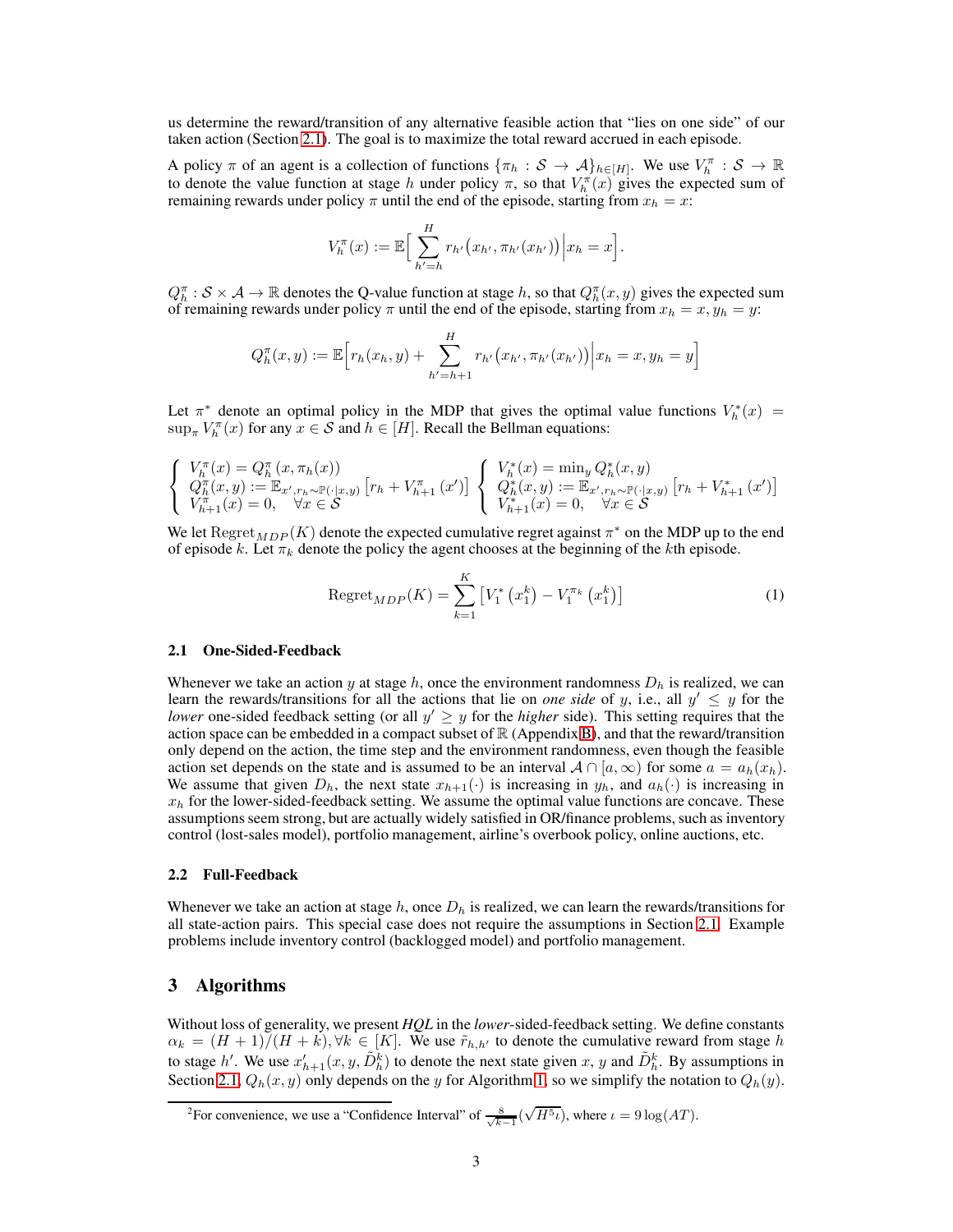us determine the reward/transition of any alternative feasible action that "lies on one side" of our taken action (Section 2.1). The goal is to maximize the total reward accrued in each episode.

A policy $\pi$ of an agent is a collection of functions $\{\pi_h : \mathcal{S} \to \mathcal{A}\}_{h\in[H]}$. We use $V_h^\pi : \mathcal{S} \to \mathbb{R}$ to denote the value function at stage $h$ under policy $\pi$, so that $V_h^\pi(x)$ gives the expected sum of remaining rewards under policy $\pi$ until the end of the episode, starting from $x_h = x$:

$$V_h^\pi(x) := \mathbb{E}\Big[\sum_{h'=h}^{H} r_{h'}\big(x_{h'}, \pi_{h'}(x_{h'})\big)\Big| x_h = x\Big].$$

$Q_h^\pi : \mathcal{S} \times \mathcal{A} \to \mathbb{R}$ denotes the Q-value function at stage $h$, so that $Q_h^\pi(x, y)$ gives the expected sum of remaining rewards under policy $\pi$ until the end of the episode, starting from $x_h = x, y_h = y$:

$$Q_h^\pi(x, y) := \mathbb{E}\Big[r_h(x_h, y) + \sum_{h'=h+1}^{H} r_{h'}\big(x_{h'}, \pi_{h'}(x_{h'})\big)\Big| x_h = x, y_h = y\Big]$$

Let $\pi^*$ denote an optimal policy in the MDP that gives the optimal value functions $V_h^*(x) = \sup_\pi V_h^\pi(x)$ for any $x \in \mathcal{S}$ and $h \in [H]$. Recall the Bellman equations:

$$\left\{\begin{array}{l} V_h^\pi(x) = Q_h^\pi\left(x, \pi_h(x)\right) \\ Q_h^\pi(x, y) := \mathbb{E}_{x', r_h \sim \mathbb{P}(\cdot|x,y)}\left[r_h + V_{h+1}^\pi\left(x'\right)\right] \\ V_{H+1}^\pi(x) = 0, \quad \forall x \in \mathcal{S} \end{array}\right. \quad \left\{\begin{array}{l} V_h^*(x) = \min_y Q_h^*(x, y) \\ Q_h^*(x, y) := \mathbb{E}_{x', r_h \sim \mathbb{P}(\cdot|x,y)}\left[r_h + V_{h+1}^*\left(x'\right)\right] \\ V_{H+1}^*(x) = 0, \quad \forall x \in \mathcal{S} \end{array}\right.$$

We let $\mathrm{Regret}_{MDP}(K)$ denote the expected cumulative regret against $\pi^*$ on the MDP up to the end of episode $k$. Let $\pi_k$ denote the policy the agent chooses at the beginning of the $k$th episode.

$$\mathrm{Regret}_{MDP}(K) = \sum_{k=1}^{K}\left[V_1^*\left(x_1^k\right) - V_1^{\pi_k}\left(x_1^k\right)\right] \tag{1}$$

### 2.1 One-Sided-Feedback

Whenever we take an action $y$ at stage $h$, once the environment randomness $D_h$ is realized, we can learn the rewards/transitions for all the actions that lie on *one side* of $y$, i.e., all $y' \leq y$ for the *lower* one-sided feedback setting (or all $y' \geq y$ for the *higher* side). This setting requires that the action space can be embedded in a compact subset of $\mathbb{R}$ (Appendix B), and that the reward/transition only depend on the action, the time step and the environment randomness, even though the feasible action set depends on the state and is assumed to be an interval $\mathcal{A} \cap [a, \infty)$ for some $a = a_h(x_h)$. We assume that given $D_h$, the next state $x_{h+1}(\cdot)$ is increasing in $y_h$, and $a_h(\cdot)$ is increasing in $x_h$ for the lower-sided-feedback setting. We assume the optimal value functions are concave. These assumptions seem strong, but are actually widely satisfied in OR/finance problems, such as inventory control (lost-sales model), portfolio management, airline's overbook policy, online auctions, etc.

### 2.2 Full-Feedback

Whenever we take an action at stage $h$, once $D_h$ is realized, we can learn the rewards/transitions for all state-action pairs. This special case does not require the assumptions in Section 2.1. Example problems include inventory control (backlogged model) and portfolio management.

## 3 Algorithms

Without loss of generality, we present *HQL* in the *lower*-sided-feedback setting. We define constants $\alpha_k = (H+1)/(H+k), \forall k \in [K]$. We use $\tilde{r}_{h,h'}$ to denote the cumulative reward from stage $h$ to stage $h'$. We use $x'_{h+1}(x, y, \tilde{D}_h^k)$ to denote the next state given $x$, $y$ and $\tilde{D}_h^k$. By assumptions in Section 2.1, $Q_h(x, y)$ only depends on the $y$ for Algorithm 1, so we simplify the notation to $Q_h(y)$.

[2] For convenience, we use a "Confidence Interval" of $\frac{8}{\sqrt{k-1}}(\sqrt{H^5 \iota})$, where $\iota = 9\log(AT)$.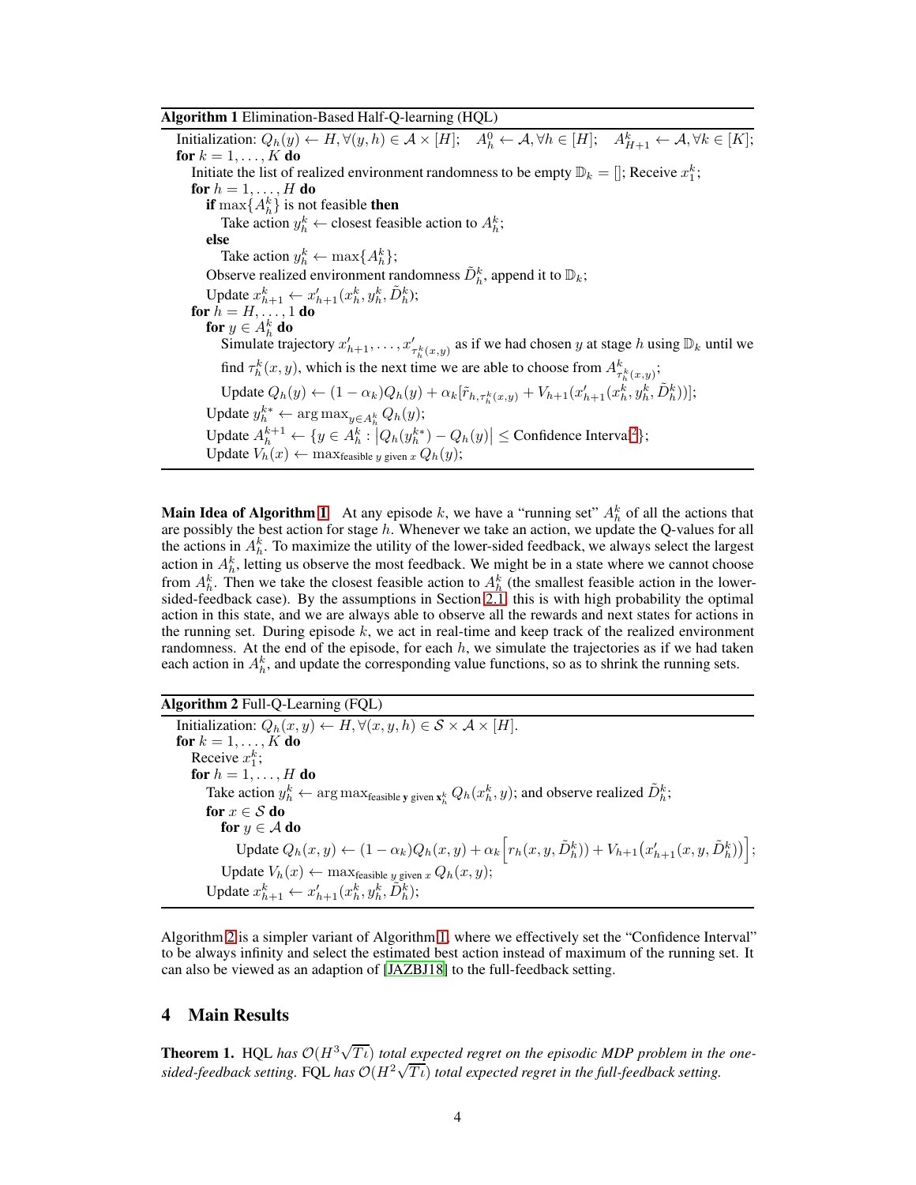**Algorithm 1** Elimination-Based Half-Q-learning (HQL)

```
Initialization: Q_h(y) ← H, ∀(y,h) ∈ A × [H];   A_h^0 ← A, ∀h ∈ [H];   A_{H+1}^k ← A, ∀k ∈ [K];
for k = 1, ..., K do
    Initiate the list of realized environment randomness to be empty D_k = []; Receive x_1^k;
    for h = 1, ..., H do
        if max{A_h^k} is not feasible then
            Take action y_h^k ← closest feasible action to A_h^k;
        else
            Take action y_h^k ← max{A_h^k};
        Observe realized environment randomness D̃_h^k, append it to D_k;
        Update x_{h+1}^k ← x'_{h+1}(x_h^k, y_h^k, D̃_h^k);
    for h = H, ..., 1 do
        for y ∈ A_h^k do
            Simulate trajectory x'_{h+1}, ..., x'_{τ_h^k(x,y)} as if we had chosen y at stage h using D_k until we
            find τ_h^k(x,y), which is the next time we are able to choose from A^k_{τ_h^k(x,y)};
            Update Q_h(y) ← (1 − α_k)Q_h(y) + α_k[r̃_{h,τ_h^k(x,y)} + V_{h+1}(x'_{h+1}(x_h^k, y_h^k, D̃_h^k))];
        Update y_h^{k*} ← argmax_{y ∈ A_h^k} Q_h(y);
        Update A_h^{k+1} ← {y ∈ A_h^k : |Q_h(y_h^{k*}) − Q_h(y)| ≤ Confidence Interval[2]};
        Update V_h(x) ← max_{feasible y given x} Q_h(y);
```

**Main Idea of Algorithm 1** At any episode $k$, we have a "running set" $A_h^k$ of all the actions that are possibly the best action for stage $h$. Whenever we take an action, we update the Q-values for all the actions in $A_h^k$. To maximize the utility of the lower-sided feedback, we always select the largest action in $A_h^k$, letting us observe the most feedback. We might be in a state where we cannot choose from $A_h^k$. Then we take the closest feasible action to $A_h^k$ (the smallest feasible action in the lower-sided-feedback case). By the assumptions in Section 2.1, this is with high probability the optimal action in this state, and we are always able to observe all the rewards and next states for actions in the running set. During episode $k$, we act in real-time and keep track of the realized environment randomness. At the end of the episode, for each $h$, we simulate the trajectories as if we had taken each action in $A_h^k$, and update the corresponding value functions, so as to shrink the running sets.

**Algorithm 2** Full-Q-Learning (FQL)

```
Initialization: Q_h(x,y) ← H, ∀(x,y,h) ∈ S × A × [H].
for k = 1, ..., K do
    Receive x_1^k;
    for h = 1, ..., H do
        Take action y_h^k ← argmax_{feasible y given x_h^k} Q_h(x_h^k, y); and observe realized D̃_h^k;
        for x ∈ S do
            for y ∈ A do
                Update Q_h(x,y) ← (1 − α_k)Q_h(x,y) + α_k[ r_h(x,y,D̃_h^k)) + V_{h+1}(x'_{h+1}(x,y,D̃_h^k)) ];
            Update V_h(x) ← max_{feasible y given x} Q_h(x,y);
        Update x_{h+1}^k ← x'_{h+1}(x_h^k, y_h^k, D̃_h^k);
```

Algorithm 2 is a simpler variant of Algorithm 1, where we effectively set the "Confidence Interval" to be always infinity and select the estimated best action instead of maximum of the running set. It can also be viewed as an adaption of [JAZBJ18] to the full-feedback setting.

## 4 Main Results

**Theorem 1.** *HQL has $\mathcal{O}(H^3\sqrt{T\iota})$ total expected regret on the episodic MDP problem in the one-sided-feedback setting. FQL has $\mathcal{O}(H^2\sqrt{T\iota})$ total expected regret in the full-feedback setting.*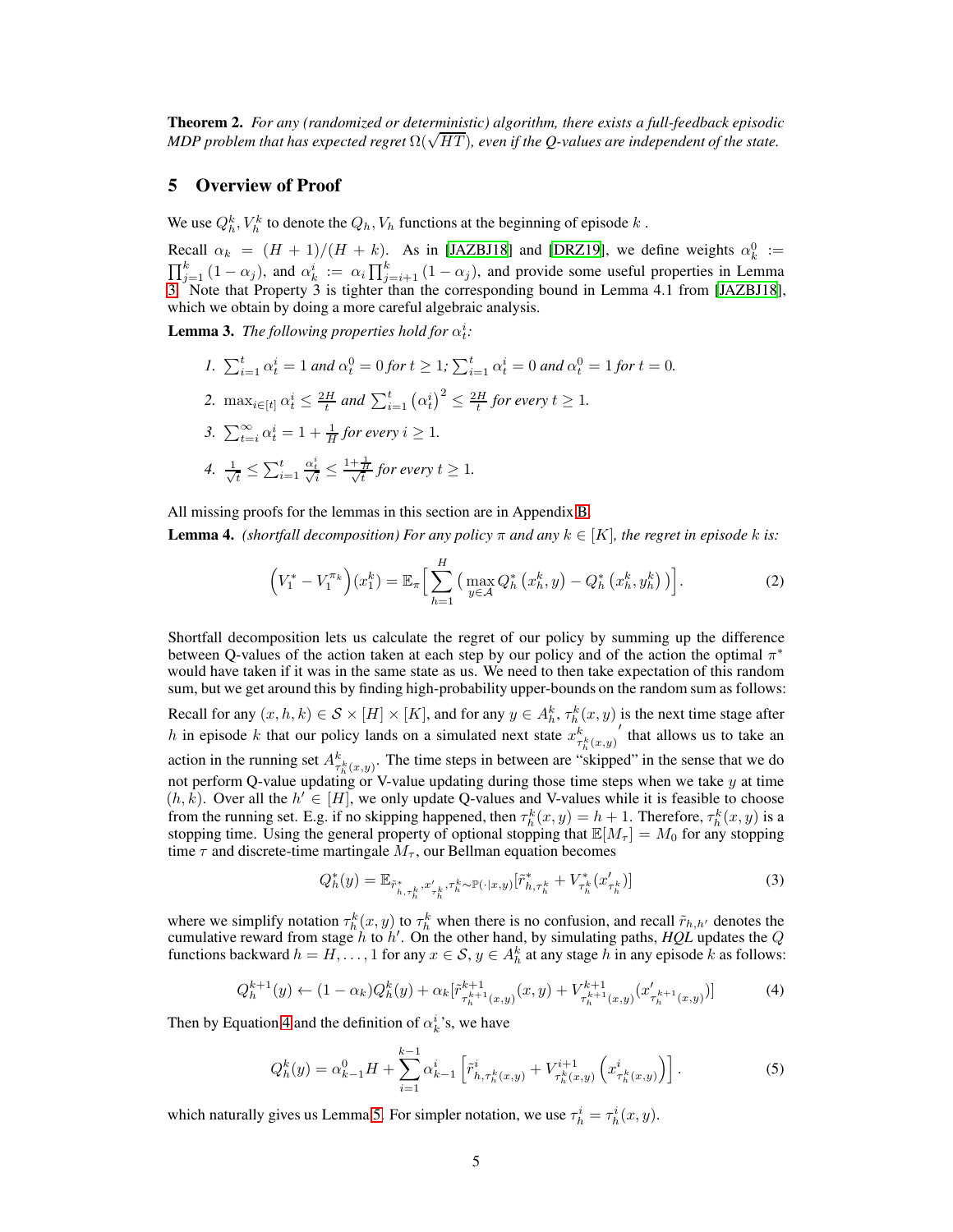**Theorem 2.** *For any (randomized or deterministic) algorithm, there exists a full-feedback episodic MDP problem that has expected regret $\Omega(\sqrt{HT})$, even if the Q-values are independent of the state.*

## 5 Overview of Proof

We use $Q_h^k, V_h^k$ to denote the $Q_h, V_h$ functions at the beginning of episode $k$ .

Recall $\alpha_k = (H+1)/(H+k)$. As in [JAZBJ18] and [DRZ19], we define weights $\alpha_k^0 := \prod_{j=1}^k (1-\alpha_j)$, and $\alpha_k^i := \alpha_i \prod_{j=i+1}^k (1-\alpha_j)$, and provide some useful properties in Lemma 3. Note that Property 3 is tighter than the corresponding bound in Lemma 4.1 from [JAZBJ18], which we obtain by doing a more careful algebraic analysis.

**Lemma 3.** *The following properties hold for $\alpha_t^i$:*

1. $\sum_{i=1}^t \alpha_t^i = 1$ *and* $\alpha_t^0 = 0$ *for* $t \geq 1$*;* $\sum_{i=1}^t \alpha_t^i = 0$ *and* $\alpha_t^0 = 1$ *for* $t = 0$.
2. $\max_{i \in [t]} \alpha_t^i \leq \frac{2H}{t}$ *and* $\sum_{i=1}^t \left(\alpha_t^i\right)^2 \leq \frac{2H}{t}$ *for every* $t \geq 1$.
3. $\sum_{t=i}^\infty \alpha_t^i = 1 + \frac{1}{H}$ *for every* $i \geq 1$.
4. $\frac{1}{\sqrt{t}} \leq \sum_{i=1}^t \frac{\alpha_t^i}{\sqrt{i}} \leq \frac{1+\frac{1}{H}}{\sqrt{t}}$ *for every* $t \geq 1$.

All missing proofs for the lemmas in this section are in Appendix B.

**Lemma 4.** *(shortfall decomposition) For any policy $\pi$ and any $k \in [K]$, the regret in episode $k$ is:*

$$\left(V_1^* - V_1^{\pi_k}\right)(x_1^k) = \mathbb{E}_\pi\Big[\sum_{h=1}^H \big(\max_{y \in \mathcal{A}} Q_h^*\left(x_h^k, y\right) - Q_h^*\left(x_h^k, y_h^k\right)\big)\Big]. \tag{2}$$

Shortfall decomposition lets us calculate the regret of our policy by summing up the difference between Q-values of the action taken at each step by our policy and of the action the optimal $\pi^*$ would have taken if it was in the same state as us. We need to then take expectation of this random sum, but we get around this by finding high-probability upper-bounds on the random sum as follows:

Recall for any $(x, h, k) \in \mathcal{S} \times [H] \times [K]$, and for any $y \in A_h^k$, $\tau_h^k(x, y)$ is the next time stage after $h$ in episode $k$ that our policy lands on a simulated next state $x^{k}_{\tau_h^k(x,y)}{}'$ that allows us to take an action in the running set $A^k_{\tau_h^k(x,y)}$. The time steps in between are "skipped" in the sense that we do not perform Q-value updating or V-value updating during those time steps when we take $y$ at time $(h, k)$. Over all the $h' \in [H]$, we only update Q-values and V-values while it is feasible to choose from the running set. E.g. if no skipping happened, then $\tau_h^k(x, y) = h + 1$. Therefore, $\tau_h^k(x, y)$ is a stopping time. Using the general property of optional stopping that $\mathbb{E}[M_\tau] = M_0$ for any stopping time $\tau$ and discrete-time martingale $M_\tau$, our Bellman equation becomes

$$Q_h^*(y) = \mathbb{E}_{\tilde{r}^*_{h,\tau_h^k}, x'_{\tau_h^k}, \tau_h^k \sim \mathbb{P}(\cdot|x,y)}[\tilde{r}^*_{h,\tau_h^k} + V^*_{\tau_h^k}(x'_{\tau_h^k})] \tag{3}$$

where we simplify notation $\tau_h^k(x, y)$ to $\tau_h^k$ when there is no confusion, and recall $\tilde{r}_{h,h'}$ denotes the cumulative reward from stage $h$ to $h'$. On the other hand, by simulating paths, *HQL* updates the $Q$ functions backward $h = H, \ldots, 1$ for any $x \in \mathcal{S}$, $y \in A_h^k$ at any stage $h$ in any episode $k$ as follows:

$$Q_h^{k+1}(y) \leftarrow (1-\alpha_k) Q_h^k(y) + \alpha_k [\tilde{r}^{k+1}_{\tau_h^{k+1}(x,y)}(x, y) + V^{k+1}_{\tau_h^{k+1}(x,y)}(x'_{\tau_h^{k+1}(x,y)})] \tag{4}$$

Then by Equation 4 and the definition of $\alpha_k^i$'s, we have

$$Q_h^k(y) = \alpha_{k-1}^0 H + \sum_{i=1}^{k-1} \alpha_{k-1}^i \left[\tilde{r}^i_{h,\tau_h^k(x,y)} + V^{i+1}_{\tau_h^k(x,y)}\left(x^i_{\tau_h^k(x,y)}\right)\right]. \tag{5}$$

which naturally gives us Lemma 5. For simpler notation, we use $\tau_h^i = \tau_h^i(x, y)$.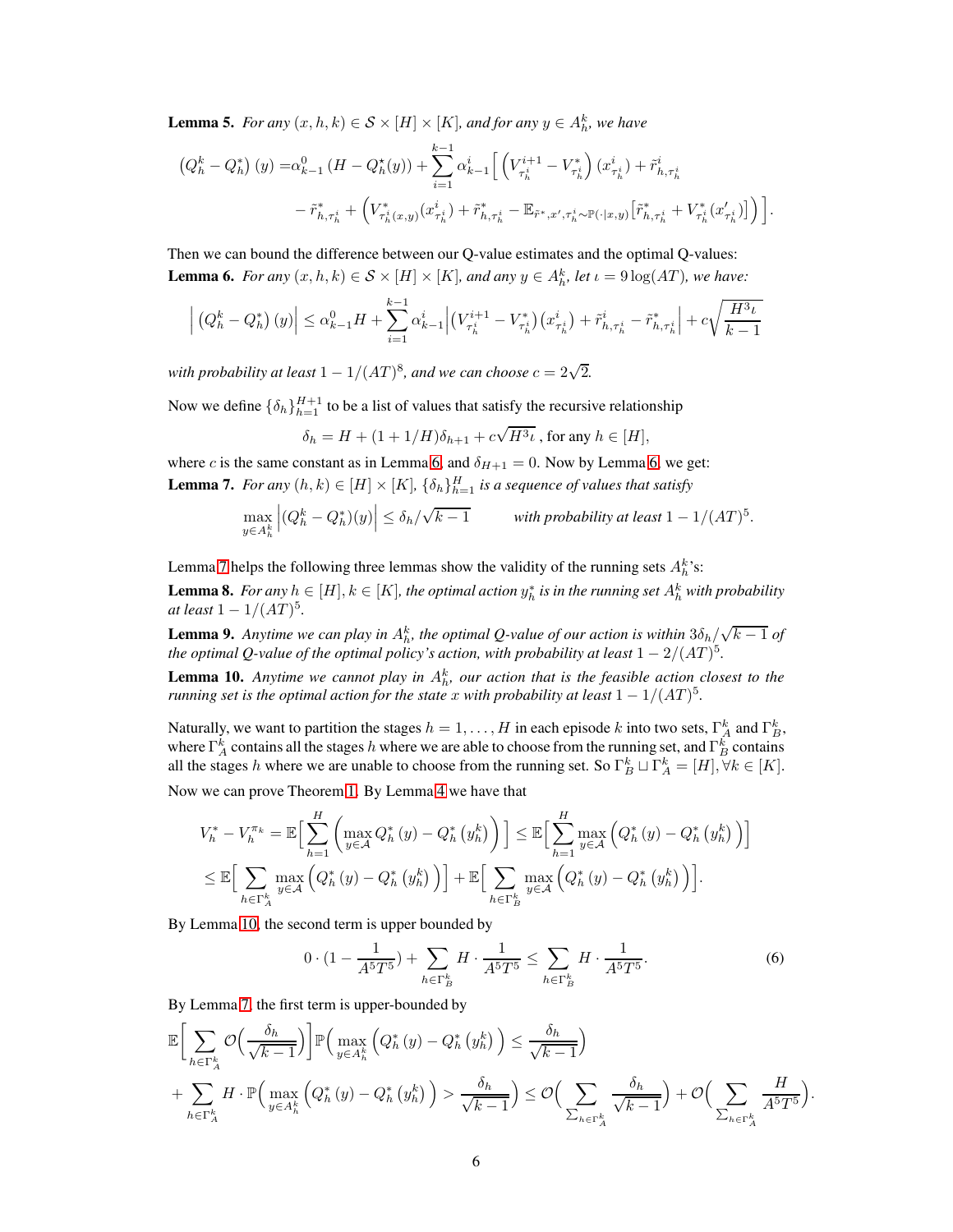**Lemma 5.** *For any $(x, h, k) \in \mathcal{S} \times [H] \times [K]$, and for any $y \in A_h^k$, we have*

$$
\begin{aligned}
\left(Q_h^k - Q_h^*\right)(y) =& \alpha_{k-1}^0 \left(H - Q_h^\star(y)\right) + \sum_{i=1}^{k-1} \alpha_{k-1}^i \Big[ \left(V_{\tau_h^i}^{i+1} - V_{\tau_h^i}^*\right)(x_{\tau_h^i}^i) + \tilde{r}_{h,\tau_h^i}^i \\
& - \tilde{r}_{h,\tau_h^i}^* + \left(V_{\tau_h^i(x,y)}^*(x_{\tau_h^i}^i) + \tilde{r}_{h,\tau_h^i}^* - \mathbb{E}_{\tilde{r}^*, x', \tau_h^i \sim \mathbb{P}(\cdot|x,y)}\big[\tilde{r}_{h,\tau_h^i}^* + V_{\tau_h^i}^*(x'_{\tau_h^i})\big]\right) \Big].
\end{aligned}
$$

Then we can bound the difference between our Q-value estimates and the optimal Q-values:

**Lemma 6.** *For any $(x, h, k) \in \mathcal{S} \times [H] \times [K]$, and any $y \in A_h^k$, let $\iota = 9\log(AT)$, we have:*

$$
\left| \left(Q_h^k - Q_h^*\right)(y) \right| \le \alpha_{k-1}^0 H + \sum_{i=1}^{k-1} \alpha_{k-1}^i \left| \left(V_{\tau_h^i}^{i+1} - V_{\tau_h^i}^*\right)(x_{\tau_h^i}^i) + \tilde{r}_{h,\tau_h^i}^i - \tilde{r}_{h,\tau_h^i}^* \right| + c\sqrt{\frac{H^3\iota}{k-1}}
$$

*with probability at least $1 - 1/(AT)^8$, and we can choose $c = 2\sqrt{2}$.*

Now we define $\{\delta_h\}_{h=1}^{H+1}$ to be a list of values that satisfy the recursive relationship

$$
\delta_h = H + (1 + 1/H)\delta_{h+1} + c\sqrt{H^3\iota}\text{ , for any } h \in [H],
$$

where $c$ is the same constant as in Lemma 6, and $\delta_{H+1} = 0$. Now by Lemma 6, we get:

**Lemma 7.** *For any $(h, k) \in [H] \times [K]$, $\{\delta_h\}_{h=1}^{H}$ is a sequence of values that satisfy*

$$
\max_{y \in A_h^k} \left| (Q_h^k - Q_h^*)(y) \right| \le \delta_h / \sqrt{k-1} \qquad \textit{with probability at least } 1 - 1/(AT)^5.
$$

Lemma 7 helps the following three lemmas show the validity of the running sets $A_h^k$'s:

**Lemma 8.** *For any $h \in [H], k \in [K]$, the optimal action $y_h^*$ is in the running set $A_h^k$ with probability at least $1 - 1/(AT)^5$.*

**Lemma 9.** *Anytime we can play in $A_h^k$, the optimal Q-value of our action is within $3\delta_h/\sqrt{k-1}$ of the optimal Q-value of the optimal policy's action, with probability at least $1 - 2/(AT)^5$.*

**Lemma 10.** *Anytime we cannot play in $A_h^k$, our action that is the feasible action closest to the running set is the optimal action for the state $x$ with probability at least $1 - 1/(AT)^5$.*

Naturally, we want to partition the stages $h = 1, \ldots, H$ in each episode $k$ into two sets, $\Gamma_A^k$ and $\Gamma_B^k$, where $\Gamma_A^k$ contains all the stages $h$ where we are able to choose from the running set, and $\Gamma_B^k$ contains all the stages $h$ where we are unable to choose from the running set. So $\Gamma_B^k \sqcup \Gamma_A^k = [H], \forall k \in [K]$.

Now we can prove Theorem 1. By Lemma 4 we have that

$$
\begin{aligned}
V_h^* - V_h^{\pi_k} &= \mathbb{E}\Big[ \sum_{h=1}^{H} \left( \max_{y \in \mathcal{A}} Q_h^*(y) - Q_h^*(y_h^k) \right) \Big] \le \mathbb{E}\Big[ \sum_{h=1}^{H} \max_{y \in \mathcal{A}} \left( Q_h^*(y) - Q_h^*(y_h^k) \right) \Big] \\
&\le \mathbb{E}\Big[ \sum_{h \in \Gamma_A^k} \max_{y \in \mathcal{A}} \left( Q_h^*(y) - Q_h^*(y_h^k) \right) \Big] + \mathbb{E}\Big[ \sum_{h \in \Gamma_B^k} \max_{y \in \mathcal{A}} \left( Q_h^*(y) - Q_h^*(y_h^k) \right) \Big].
\end{aligned}
$$

By Lemma 10, the second term is upper bounded by

$$
0 \cdot \left(1 - \frac{1}{A^5T^5}\right) + \sum_{h \in \Gamma_B^k} H \cdot \frac{1}{A^5T^5} \le \sum_{h \in \Gamma_B^k} H \cdot \frac{1}{A^5T^5}. \tag{6}
$$

By Lemma 7, the first term is upper-bounded by

$$
\begin{aligned}
&\mathbb{E}\Big[ \sum_{h \in \Gamma_A^k} \mathcal{O}\Big(\frac{\delta_h}{\sqrt{k-1}}\Big) \Big] \mathbb{P}\Big( \max_{y \in A_h^k} \left( Q_h^*(y) - Q_h^*(y_h^k) \right) \le \frac{\delta_h}{\sqrt{k-1}} \Big) \\
&+ \sum_{h \in \Gamma_A^k} H \cdot \mathbb{P}\Big( \max_{y \in A_h^k} \left( Q_h^*(y) - Q_h^*(y_h^k) \right) > \frac{\delta_h}{\sqrt{k-1}} \Big) \le \mathcal{O}\Big( \sum_{\sum_{h \in \Gamma_A^k}} \frac{\delta_h}{\sqrt{k-1}} \Big) + \mathcal{O}\Big( \sum_{\sum_{h \in \Gamma_A^k}} \frac{H}{A^5T^5} \Big).
\end{aligned}
$$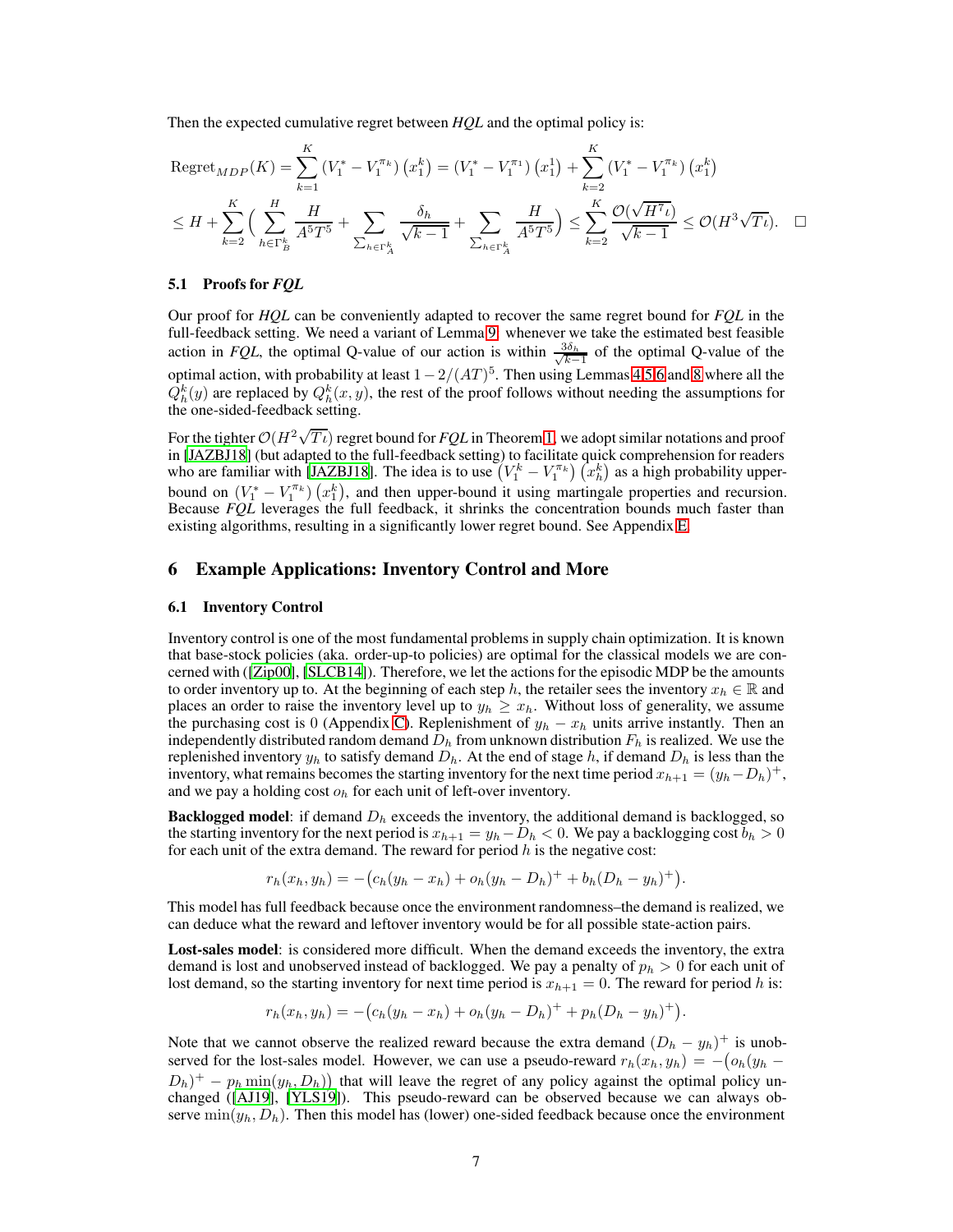Then the expected cumulative regret between *HQL* and the optimal policy is:

$$\text{Regret}_{MDP}(K) = \sum_{k=1}^{K} \left(V_1^* - V_1^{\pi_k}\right)\left(x_1^k\right) = \left(V_1^* - V_1^{\pi_1}\right)\left(x_1^1\right) + \sum_{k=2}^{K} \left(V_1^* - V_1^{\pi_k}\right)\left(x_1^k\right)$$

$$\leq H + \sum_{k=2}^{K}\Big( \sum_{h\in\Gamma_B^k} \frac{H}{A^5T^5} + \sum_{\sum_{h\in\Gamma_A^k}} \frac{\delta_h}{\sqrt{k-1}} + \sum_{\sum_{h\in\Gamma_A^k}} \frac{H}{A^5T^5}\Big) \leq \sum_{k=2}^{K} \frac{\mathcal{O}(\sqrt{H^7\iota})}{\sqrt{k-1}} \leq \mathcal{O}(H^3\sqrt{T\iota}). \quad \square$$

### 5.1 Proofs for *FQL*

Our proof for *HQL* can be conveniently adapted to recover the same regret bound for *FQL* in the full-feedback setting. We need a variant of Lemma 9: whenever we take the estimated best feasible action in *FQL*, the optimal Q-value of our action is within $\frac{3\delta_h}{\sqrt{k-1}}$ of the optimal Q-value of the optimal action, with probability at least $1-2/(AT)^5$. Then using Lemmas 4,5,6 and 8 where all the $Q_h^k(y)$ are replaced by $Q_h^k(x,y)$, the rest of the proof follows without needing the assumptions for the one-sided-feedback setting.

For the tighter $\mathcal{O}(H^2\sqrt{T\iota})$ regret bound for *FQL* in Theorem 1, we adopt similar notations and proof in [JAZBJ18] (but adapted to the full-feedback setting) to facilitate quick comprehension for readers who are familiar with [JAZBJ18]. The idea is to use $\left(V_1^k - V_1^{\pi_k}\right)\left(x_h^k\right)$ as a high probability upper-bound on $\left(V_1^* - V_1^{\pi_k}\right)\left(x_1^k\right)$, and then upper-bound it using martingale properties and recursion. Because *FQL* leverages the full feedback, it shrinks the concentration bounds much faster than existing algorithms, resulting in a significantly lower regret bound. See Appendix E.

## 6 Example Applications: Inventory Control and More

### 6.1 Inventory Control

Inventory control is one of the most fundamental problems in supply chain optimization. It is known that base-stock policies (aka. order-up-to policies) are optimal for the classical models we are concerned with ([Zip00], [SLCB14]). Therefore, we let the actions for the episodic MDP be the amounts to order inventory up to. At the beginning of each step $h$, the retailer sees the inventory $x_h \in \mathbb{R}$ and places an order to raise the inventory level up to $y_h \geq x_h$. Without loss of generality, we assume the purchasing cost is 0 (Appendix C). Replenishment of $y_h - x_h$ units arrive instantly. Then an independently distributed random demand $D_h$ from unknown distribution $F_h$ is realized. We use the replenished inventory $y_h$ to satisfy demand $D_h$. At the end of stage $h$, if demand $D_h$ is less than the inventory, what remains becomes the starting inventory for the next time period $x_{h+1} = (y_h - D_h)^+$, and we pay a holding cost $o_h$ for each unit of left-over inventory.

**Backlogged model**: if demand $D_h$ exceeds the inventory, the additional demand is backlogged, so the starting inventory for the next period is $x_{h+1} = y_h - D_h < 0$. We pay a backlogging cost $b_h > 0$ for each unit of the extra demand. The reward for period $h$ is the negative cost:

$$r_h(x_h, y_h) = -\big(c_h(y_h - x_h) + o_h(y_h - D_h)^+ + b_h(D_h - y_h)^+\big).$$

This model has full feedback because once the environment randomness–the demand is realized, we can deduce what the reward and leftover inventory would be for all possible state-action pairs.

**Lost-sales model**: is considered more difficult. When the demand exceeds the inventory, the extra demand is lost and unobserved instead of backlogged. We pay a penalty of $p_h > 0$ for each unit of lost demand, so the starting inventory for next time period is $x_{h+1} = 0$. The reward for period $h$ is:

$$r_h(x_h, y_h) = -\big(c_h(y_h - x_h) + o_h(y_h - D_h)^+ + p_h(D_h - y_h)^+\big).$$

Note that we cannot observe the realized reward because the extra demand $(D_h - y_h)^+$ is unobserved for the lost-sales model. However, we can use a pseudo-reward $r_h(x_h, y_h) = -\big(o_h(y_h - D_h)^+ - p_h \min(y_h, D_h)\big)$ that will leave the regret of any policy against the optimal policy unchanged ([AJ19], [YLS19]). This pseudo-reward can be observed because we can always observe $\min(y_h, D_h)$. Then this model has (lower) one-sided feedback because once the environment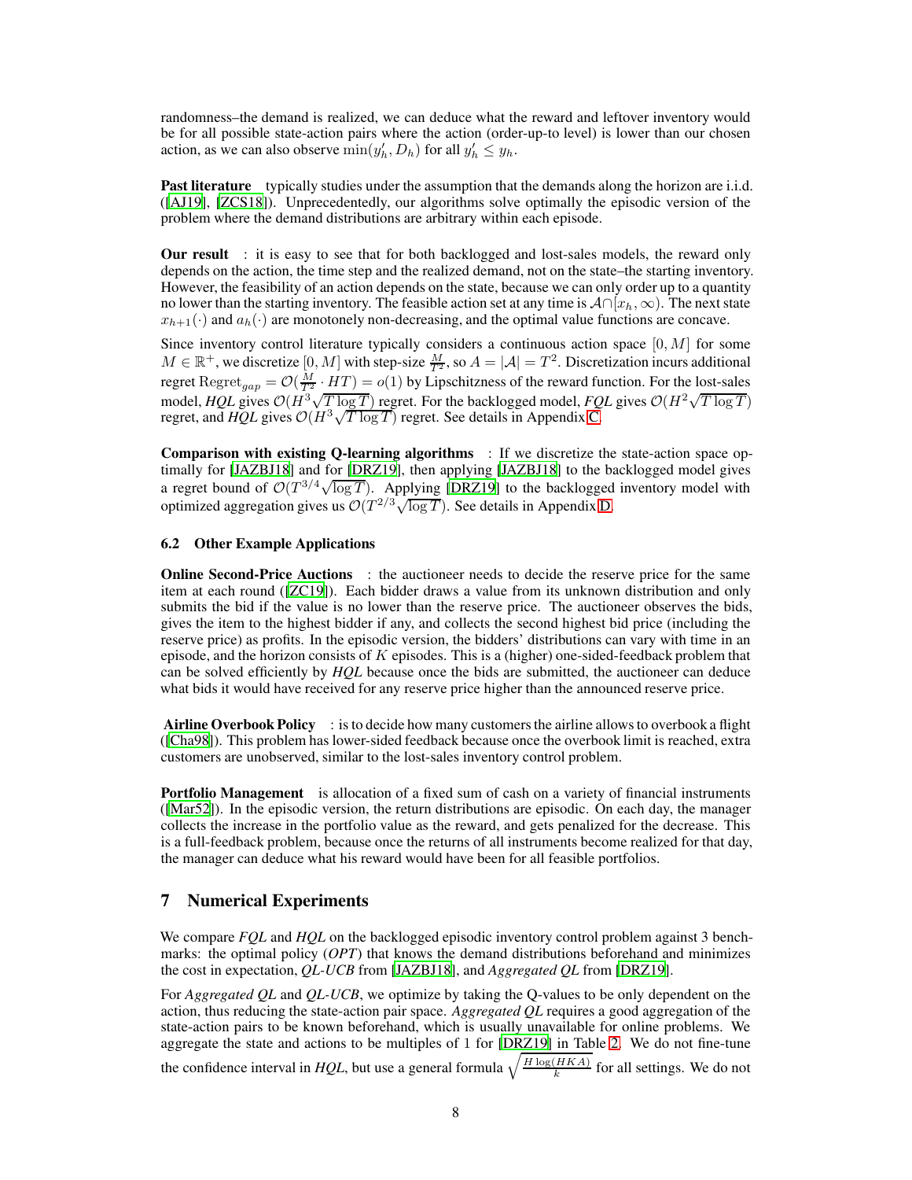randomness–the demand is realized, we can deduce what the reward and leftover inventory would be for all possible state-action pairs where the action (order-up-to level) is lower than our chosen action, as we can also observe $\min(y_h', D_h)$ for all $y_h' \leq y_h$.

**Past literature** typically studies under the assumption that the demands along the horizon are i.i.d. ([AJ19], [ZCS18]). Unprecedentedly, our algorithms solve optimally the episodic version of the problem where the demand distributions are arbitrary within each episode.

**Our result** : it is easy to see that for both backlogged and lost-sales models, the reward only depends on the action, the time step and the realized demand, not on the state–the starting inventory. However, the feasibility of an action depends on the state, because we can only order up to a quantity no lower than the starting inventory. The feasible action set at any time is $\mathcal{A} \cap [x_h, \infty)$. The next state $x_{h+1}(\cdot)$ and $a_h(\cdot)$ are monotonely non-decreasing, and the optimal value functions are concave.

Since inventory control literature typically considers a continuous action space $[0, M]$ for some $M \in \mathbb{R}^+$, we discretize $[0, M]$ with step-size $\frac{M}{T^2}$, so $A = |\mathcal{A}| = T^2$. Discretization incurs additional regret $\text{Regret}_{gap} = \mathcal{O}(\frac{M}{T^2} \cdot HT) = o(1)$ by Lipschitzness of the reward function. For the lost-sales model, *HQL* gives $\mathcal{O}(H^3\sqrt{T \log T})$ regret. For the backlogged model, *FQL* gives $\mathcal{O}(H^2\sqrt{T \log T})$ regret, and *HQL* gives $\mathcal{O}(H^3\sqrt{T \log T})$ regret. See details in Appendix C.

**Comparison with existing Q-learning algorithms** : If we discretize the state-action space optimally for [JAZBJ18] and for [DRZ19], then applying [JAZBJ18] to the backlogged model gives a regret bound of $\mathcal{O}(T^{3/4}\sqrt{\log T})$. Applying [DRZ19] to the backlogged inventory model with optimized aggregation gives us $\mathcal{O}(T^{2/3}\sqrt{\log T})$. See details in Appendix D.

### 6.2 Other Example Applications

**Online Second-Price Auctions** : the auctioneer needs to decide the reserve price for the same item at each round ([ZC19]). Each bidder draws a value from its unknown distribution and only submits the bid if the value is no lower than the reserve price. The auctioneer observes the bids, gives the item to the highest bidder if any, and collects the second highest bid price (including the reserve price) as profits. In the episodic version, the bidders' distributions can vary with time in an episode, and the horizon consists of $K$ episodes. This is a (higher) one-sided-feedback problem that can be solved efficiently by *HQL* because once the bids are submitted, the auctioneer can deduce what bids it would have received for any reserve price higher than the announced reserve price.

**Airline Overbook Policy** : is to decide how many customers the airline allows to overbook a flight ([Cha98]). This problem has lower-sided feedback because once the overbook limit is reached, extra customers are unobserved, similar to the lost-sales inventory control problem.

**Portfolio Management** is allocation of a fixed sum of cash on a variety of financial instruments ([Mar52]). In the episodic version, the return distributions are episodic. On each day, the manager collects the increase in the portfolio value as the reward, and gets penalized for the decrease. This is a full-feedback problem, because once the returns of all instruments become realized for that day, the manager can deduce what his reward would have been for all feasible portfolios.

## 7 Numerical Experiments

We compare *FQL* and *HQL* on the backlogged episodic inventory control problem against 3 benchmarks: the optimal policy (*OPT*) that knows the demand distributions beforehand and minimizes the cost in expectation, *QL-UCB* from [JAZBJ18], and *Aggregated QL* from [DRZ19].

For *Aggregated QL* and *QL-UCB*, we optimize by taking the Q-values to be only dependent on the action, thus reducing the state-action pair space. *Aggregated QL* requires a good aggregation of the state-action pairs to be known beforehand, which is usually unavailable for online problems. We aggregate the state and actions to be multiples of 1 for [DRZ19] in Table 2. We do not fine-tune the confidence interval in *HQL*, but use a general formula $\sqrt{\frac{H \log(HKA)}{k}}$ for all settings. We do not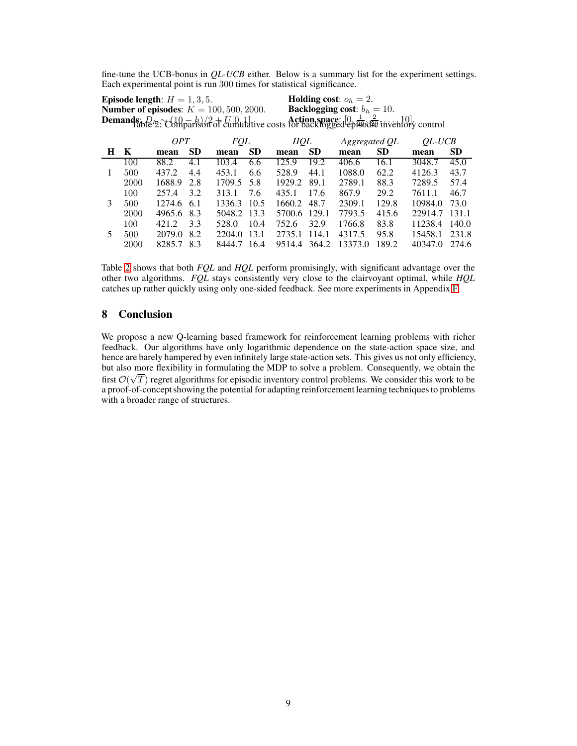fine-tune the UCB-bonus in *QL-UCB* either. Below is a summary list for the experiment settings. Each experimental point is run 300 times for statistical significance.

**Episode length**: $H = 1, 3, 5$.
**Number of episodes**: $K = 100, 500, 2000$.
**Demands**: $D_h \sim (10 - h)/2 + U[0, 1]$.
**Holding cost**: $o_h = 2$.
**Backlogging cost**: $b_h = 10$.
**Action space**: $[0, \frac{1}{20}, \frac{2}{20}, \ldots, 10]$.

Table 2: Comparison of cumulative costs for backlogged episodic inventory control

| H | K | *OPT* mean | *OPT* SD | *FQL* mean | *FQL* SD | *HQL* mean | *HQL* SD | *Aggregated QL* mean | *Aggregated QL* SD | *QL-UCB* mean | *QL-UCB* SD |
|---|---|---|---|---|---|---|---|---|---|---|---|
| 1 | 100 | 88.2 | 4.1 | 103.4 | 6.6 | 125.9 | 19.2 | 406.6 | 16.1 | 3048.7 | 45.0 |
| | 500 | 437.2 | 4.4 | 453.1 | 6.6 | 528.9 | 44.1 | 1088.0 | 62.2 | 4126.3 | 43.7 |
| | 2000 | 1688.9 | 2.8 | 1709.5 | 5.8 | 1929.2 | 89.1 | 2789.1 | 88.3 | 7289.5 | 57.4 |
| 3 | 100 | 257.4 | 3.2 | 313.1 | 7.6 | 435.1 | 17.6 | 867.9 | 29.2 | 7611.1 | 46.7 |
| | 500 | 1274.6 | 6.1 | 1336.3 | 10.5 | 1660.2 | 48.7 | 2309.1 | 129.8 | 10984.0 | 73.0 |
| | 2000 | 4965.6 | 8.3 | 5048.2 | 13.3 | 5700.6 | 129.1 | 7793.5 | 415.6 | 22914.7 | 131.1 |
| 5 | 100 | 421.2 | 3.3 | 528.0 | 10.4 | 752.6 | 32.9 | 1766.8 | 83.8 | 11238.4 | 140.0 |
| | 500 | 2079.0 | 8.2 | 2204.0 | 13.1 | 2735.1 | 114.1 | 4317.5 | 95.8 | 15458.1 | 231.8 |
| | 2000 | 8285.7 | 8.3 | 8444.7 | 16.4 | 9514.4 | 364.2 | 13373.0 | 189.2 | 40347.0 | 274.6 |

Table 2 shows that both *FQL* and *HQL* perform promisingly, with significant advantage over the other two algorithms. *FQL* stays consistently very close to the clairvoyant optimal, while *HQL* catches up rather quickly using only one-sided feedback. See more experiments in Appendix F.

## 8 Conclusion

We propose a new Q-learning based framework for reinforcement learning problems with richer feedback. Our algorithms have only logarithmic dependence on the state-action space size, and hence are barely hampered by even infinitely large state-action sets. This gives us not only efficiency, but also more flexibility in formulating the MDP to solve a problem. Consequently, we obtain the first $\mathcal{O}(\sqrt{T})$ regret algorithms for episodic inventory control problems. We consider this work to be a proof-of-concept showing the potential for adapting reinforcement learning techniques to problems with a broader range of structures.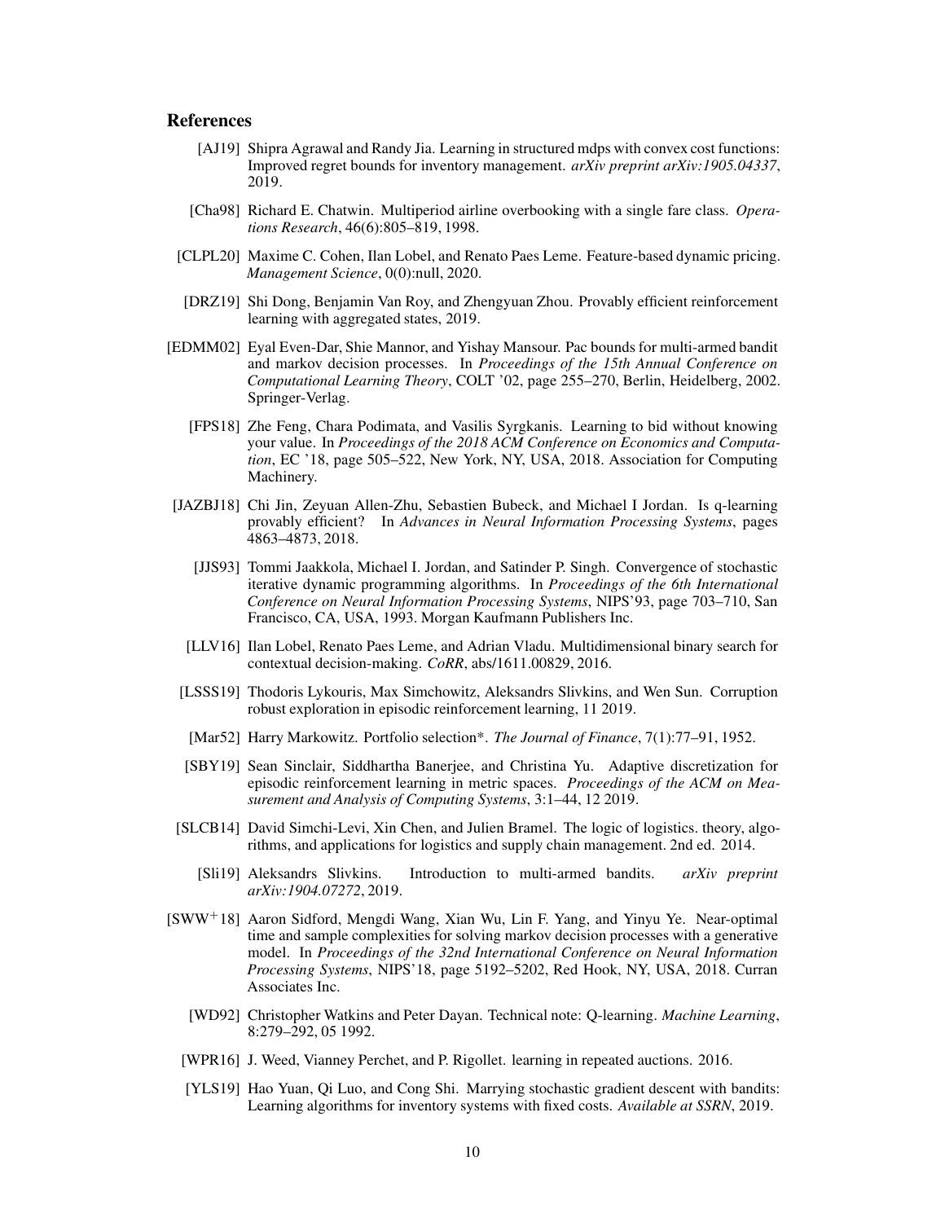## References

[AJ19] Shipra Agrawal and Randy Jia. Learning in structured mdps with convex cost functions: Improved regret bounds for inventory management. *arXiv preprint arXiv:1905.04337*, 2019.

[Cha98] Richard E. Chatwin. Multiperiod airline overbooking with a single fare class. *Operations Research*, 46(6):805–819, 1998.

[CLPL20] Maxime C. Cohen, Ilan Lobel, and Renato Paes Leme. Feature-based dynamic pricing. *Management Science*, 0(0):null, 2020.

[DRZ19] Shi Dong, Benjamin Van Roy, and Zhengyuan Zhou. Provably efficient reinforcement learning with aggregated states, 2019.

[EDMM02] Eyal Even-Dar, Shie Mannor, and Yishay Mansour. Pac bounds for multi-armed bandit and markov decision processes. In *Proceedings of the 15th Annual Conference on Computational Learning Theory*, COLT '02, page 255–270, Berlin, Heidelberg, 2002. Springer-Verlag.

[FPS18] Zhe Feng, Chara Podimata, and Vasilis Syrgkanis. Learning to bid without knowing your value. In *Proceedings of the 2018 ACM Conference on Economics and Computation*, EC '18, page 505–522, New York, NY, USA, 2018. Association for Computing Machinery.

[JAZBJ18] Chi Jin, Zeyuan Allen-Zhu, Sebastien Bubeck, and Michael I Jordan. Is q-learning provably efficient? In *Advances in Neural Information Processing Systems*, pages 4863–4873, 2018.

[JJS93] Tommi Jaakkola, Michael I. Jordan, and Satinder P. Singh. Convergence of stochastic iterative dynamic programming algorithms. In *Proceedings of the 6th International Conference on Neural Information Processing Systems*, NIPS'93, page 703–710, San Francisco, CA, USA, 1993. Morgan Kaufmann Publishers Inc.

[LLV16] Ilan Lobel, Renato Paes Leme, and Adrian Vladu. Multidimensional binary search for contextual decision-making. *CoRR*, abs/1611.00829, 2016.

[LSSS19] Thodoris Lykouris, Max Simchowitz, Aleksandrs Slivkins, and Wen Sun. Corruption robust exploration in episodic reinforcement learning, 11 2019.

[Mar52] Harry Markowitz. Portfolio selection*. *The Journal of Finance*, 7(1):77–91, 1952.

[SBY19] Sean Sinclair, Siddhartha Banerjee, and Christina Yu. Adaptive discretization for episodic reinforcement learning in metric spaces. *Proceedings of the ACM on Measurement and Analysis of Computing Systems*, 3:1–44, 12 2019.

[SLCB14] David Simchi-Levi, Xin Chen, and Julien Bramel. The logic of logistics. theory, algorithms, and applications for logistics and supply chain management. 2nd ed. 2014.

[Sli19] Aleksandrs Slivkins. Introduction to multi-armed bandits. *arXiv preprint arXiv:1904.07272*, 2019.

[SWW+18] Aaron Sidford, Mengdi Wang, Xian Wu, Lin F. Yang, and Yinyu Ye. Near-optimal time and sample complexities for solving markov decision processes with a generative model. In *Proceedings of the 32nd International Conference on Neural Information Processing Systems*, NIPS'18, page 5192–5202, Red Hook, NY, USA, 2018. Curran Associates Inc.

[WD92] Christopher Watkins and Peter Dayan. Technical note: Q-learning. *Machine Learning*, 8:279–292, 05 1992.

[WPR16] J. Weed, Vianney Perchet, and P. Rigollet. learning in repeated auctions. 2016.

[YLS19] Hao Yuan, Qi Luo, and Cong Shi. Marrying stochastic gradient descent with bandits: Learning algorithms for inventory systems with fixed costs. *Available at SSRN*, 2019.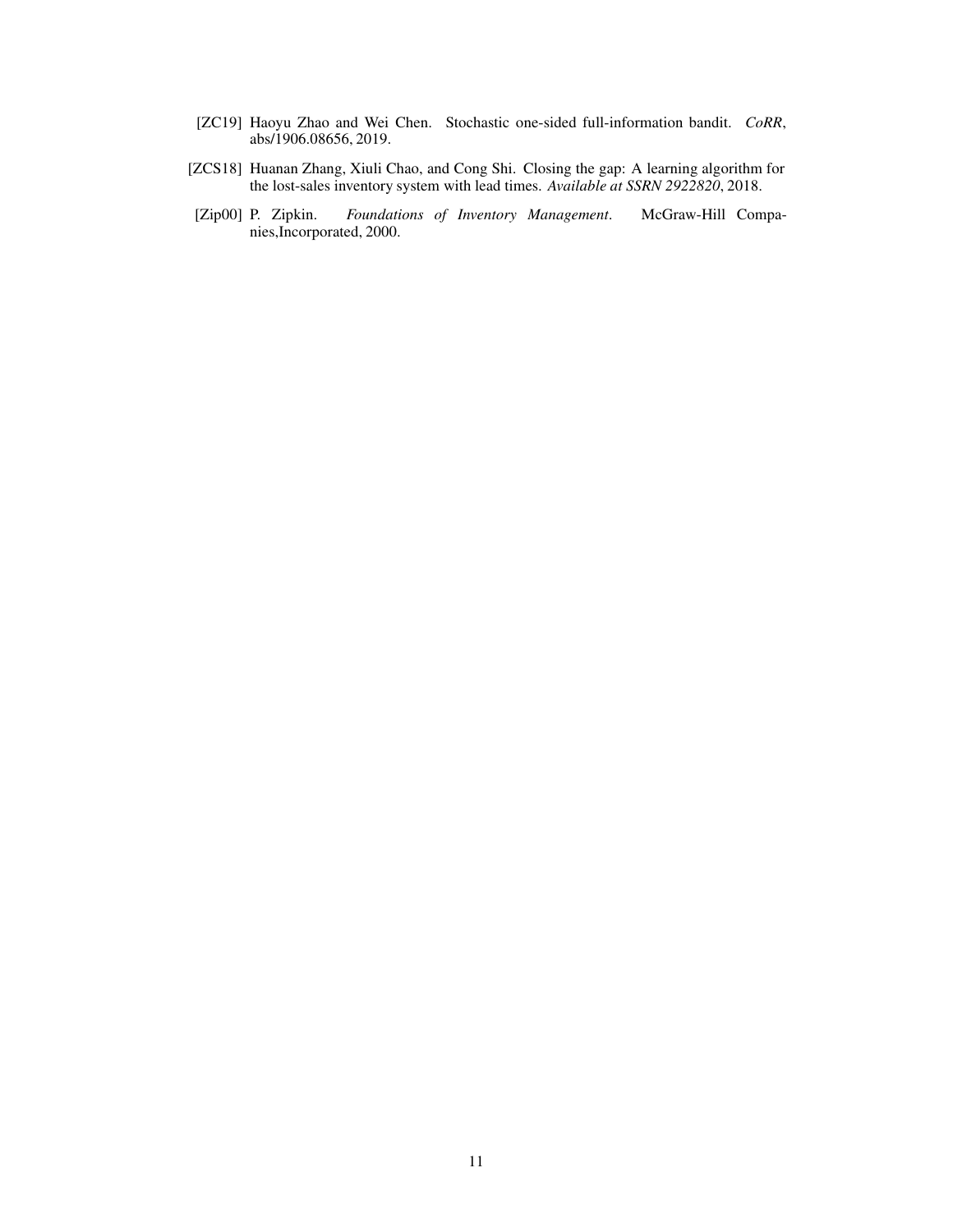[ZC19] Haoyu Zhao and Wei Chen. Stochastic one-sided full-information bandit. *CoRR*, abs/1906.08656, 2019.

[ZCS18] Huanan Zhang, Xiuli Chao, and Cong Shi. Closing the gap: A learning algorithm for the lost-sales inventory system with lead times. *Available at SSRN 2922820*, 2018.

[Zip00] P. Zipkin. *Foundations of Inventory Management*. McGraw-Hill Companies,Incorporated, 2000.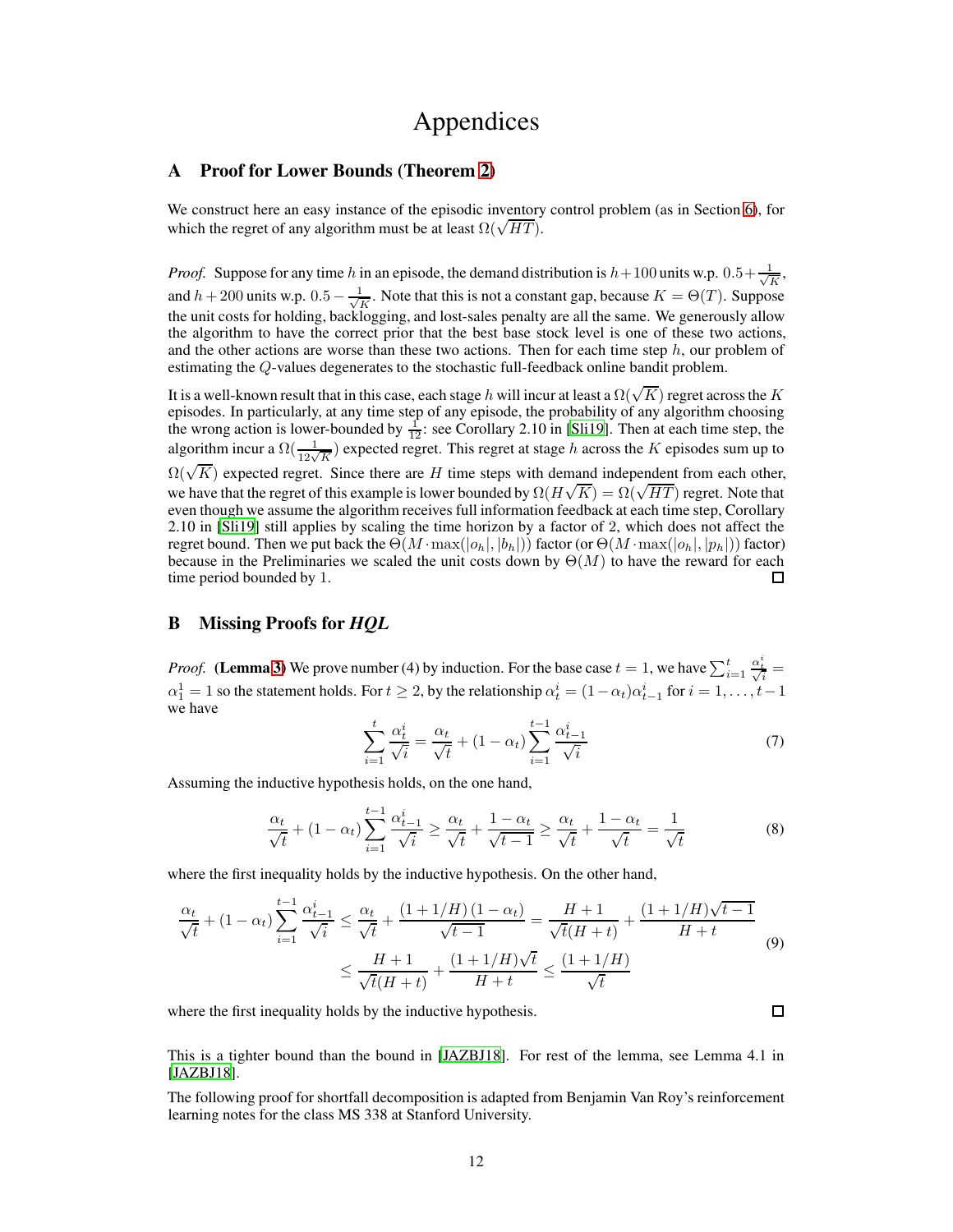# Appendices

## A Proof for Lower Bounds (Theorem 2)

We construct here an easy instance of the episodic inventory control problem (as in Section 6), for which the regret of any algorithm must be at least $\Omega(\sqrt{HT})$.

*Proof.* Suppose for any time $h$ in an episode, the demand distribution is $h+100$ units w.p. $0.5+\frac{1}{\sqrt{K}}$, and $h+200$ units w.p. $0.5-\frac{1}{\sqrt{K}}$. Note that this is not a constant gap, because $K=\Theta(T)$. Suppose the unit costs for holding, backlogging, and lost-sales penalty are all the same. We generously allow the algorithm to have the correct prior that the best base stock level is one of these two actions, and the other actions are worse than these two actions. Then for each time step $h$, our problem of estimating the $Q$-values degenerates to the stochastic full-feedback online bandit problem.

It is a well-known result that in this case, each stage $h$ will incur at least a $\Omega(\sqrt{K})$ regret across the $K$ episodes. In particularly, at any time step of any episode, the probability of any algorithm choosing the wrong action is lower-bounded by $\frac{1}{12}$: see Corollary 2.10 in [Sli19]. Then at each time step, the algorithm incur a $\Omega(\frac{1}{12\sqrt{K}})$ expected regret. This regret at stage $h$ across the $K$ episodes sum up to $\Omega(\sqrt{K})$ expected regret. Since there are $H$ time steps with demand independent from each other, we have that the regret of this example is lower bounded by $\Omega(H\sqrt{K})=\Omega(\sqrt{HT})$ regret. Note that even though we assume the algorithm receives full information feedback at each time step, Corollary 2.10 in [Sli19] still applies by scaling the time horizon by a factor of 2, which does not affect the regret bound. Then we put back the $\Theta(M\cdot\max(|o_h|,|b_h|))$ factor (or $\Theta(M\cdot\max(|o_h|,|p_h|))$ factor) because in the Preliminaries we scaled the unit costs down by $\Theta(M)$ to have the reward for each time period bounded by 1. $\square$

## B Missing Proofs for *HQL*

*Proof.* **(Lemma 3)** We prove number (4) by induction. For the base case $t=1$, we have $\sum_{i=1}^{t}\frac{\alpha_t^i}{\sqrt{i}}=\alpha_1^1=1$ so the statement holds. For $t\geq 2$, by the relationship $\alpha_t^i=(1-\alpha_t)\alpha_{t-1}^i$ for $i=1,\ldots,t-1$ we have

$$\sum_{i=1}^{t}\frac{\alpha_t^i}{\sqrt{i}}=\frac{\alpha_t}{\sqrt{t}}+(1-\alpha_t)\sum_{i=1}^{t-1}\frac{\alpha_{t-1}^i}{\sqrt{i}} \tag{7}$$

Assuming the inductive hypothesis holds, on the one hand,

$$\frac{\alpha_t}{\sqrt{t}}+(1-\alpha_t)\sum_{i=1}^{t-1}\frac{\alpha_{t-1}^i}{\sqrt{i}}\geq\frac{\alpha_t}{\sqrt{t}}+\frac{1-\alpha_t}{\sqrt{t-1}}\geq\frac{\alpha_t}{\sqrt{t}}+\frac{1-\alpha_t}{\sqrt{t}}=\frac{1}{\sqrt{t}} \tag{8}$$

where the first inequality holds by the inductive hypothesis. On the other hand,

$$\begin{aligned}\frac{\alpha_t}{\sqrt{t}}+(1-\alpha_t)\sum_{i=1}^{t-1}\frac{\alpha_{t-1}^i}{\sqrt{i}}&\leq\frac{\alpha_t}{\sqrt{t}}+\frac{(1+1/H)\,(1-\alpha_t)}{\sqrt{t-1}}=\frac{H+1}{\sqrt{t}(H+t)}+\frac{(1+1/H)\sqrt{t-1}}{H+t}\\&\leq\frac{H+1}{\sqrt{t}(H+t)}+\frac{(1+1/H)\sqrt{t}}{H+t}\leq\frac{(1+1/H)}{\sqrt{t}}\end{aligned} \tag{9}$$

where the first inequality holds by the inductive hypothesis. $\square$

This is a tighter bound than the bound in [JAZBJ18]. For rest of the lemma, see Lemma 4.1 in [JAZBJ18].

The following proof for shortfall decomposition is adapted from Benjamin Van Roy's reinforcement learning notes for the class MS 338 at Stanford University.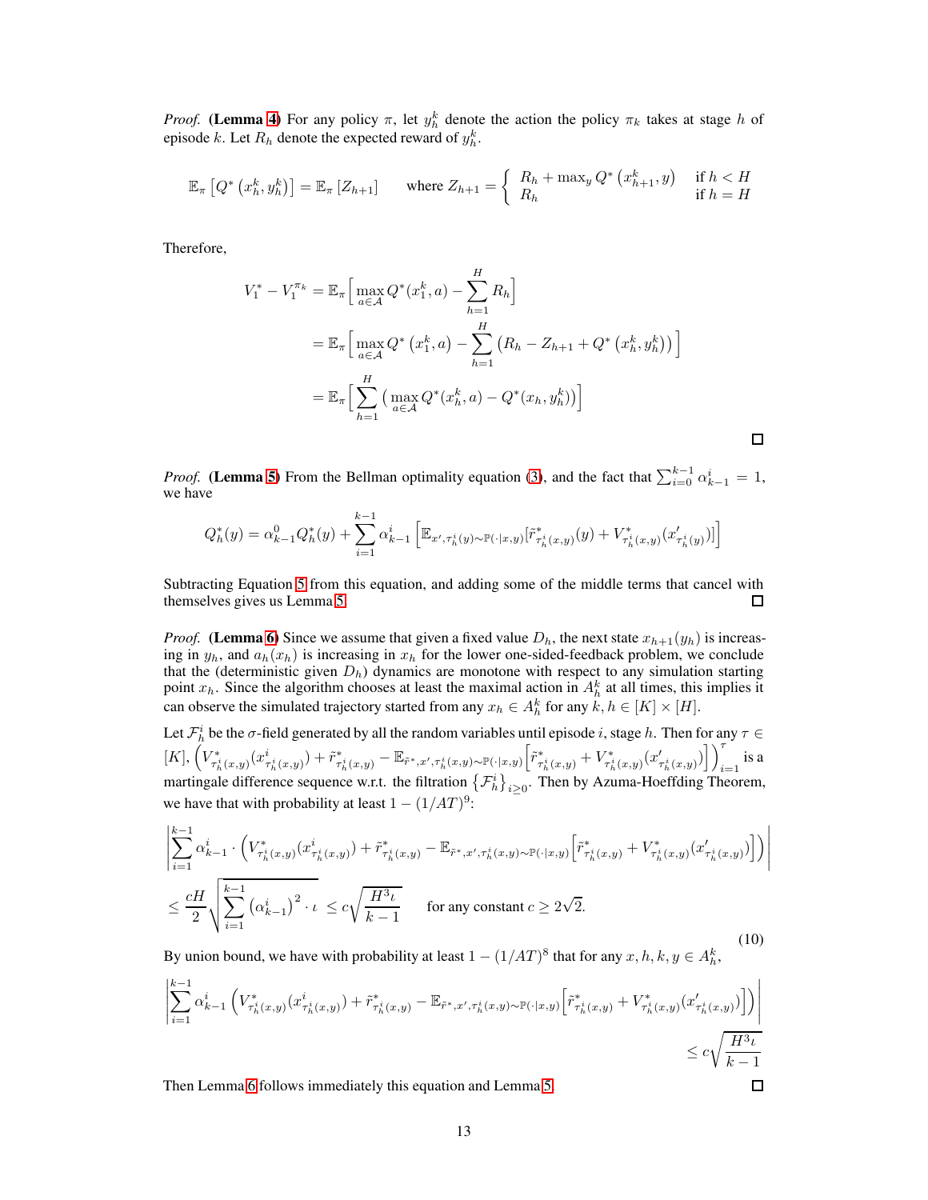*Proof.* **(Lemma 4)** For any policy $\pi$, let $y_h^k$ denote the action the policy $\pi_k$ takes at stage $h$ of episode $k$. Let $R_h$ denote the expected reward of $y_h^k$.

$$\mathbb{E}_\pi\left[Q^*\left(x_h^k, y_h^k\right)\right] = \mathbb{E}_\pi\left[Z_{h+1}\right] \qquad \text{where } Z_{h+1} = \begin{cases} R_h + \max_y Q^*\left(x_{h+1}^k, y\right) & \text{if } h < H \\ R_h & \text{if } h = H \end{cases}$$

Therefore,

$$\begin{aligned} V_1^* - V_1^{\pi_k} &= \mathbb{E}_\pi\Big[\max_{a\in\mathcal{A}} Q^*(x_1^k, a) - \sum_{h=1}^H R_h\Big] \\ &= \mathbb{E}_\pi\Big[\max_{a\in\mathcal{A}} Q^*\left(x_1^k, a\right) - \sum_{h=1}^H \left(R_h - Z_{h+1} + Q^*\left(x_h^k, y_h^k\right)\right)\Big] \\ &= \mathbb{E}_\pi\Big[\sum_{h=1}^H \left(\max_{a\in\mathcal{A}} Q^*(x_h^k, a) - Q^*(x_h, y_h^k)\right)\Big] \end{aligned}$$

□

*Proof.* **(Lemma 5)** From the Bellman optimality equation (3), and the fact that $\sum_{i=0}^{k-1} \alpha_{k-1}^i = 1$, we have

$$Q_h^*(y) = \alpha_{k-1}^0 Q_h^*(y) + \sum_{i=1}^{k-1} \alpha_{k-1}^i \left[\mathbb{E}_{x', \tau_h^i(y) \sim \mathbb{P}(\cdot|x,y)}[\tilde{r}^*_{\tau_h^i(x,y)}(y) + V^*_{\tau_h^i(x,y)}(x'_{\tau_h^i(y)})]\right]$$

Subtracting Equation 5 from this equation, and adding some of the middle terms that cancel with themselves gives us Lemma 5. □

*Proof.* **(Lemma 6)** Since we assume that given a fixed value $D_h$, the next state $x_{h+1}(y_h)$ is increasing in $y_h$, and $a_h(x_h)$ is increasing in $x_h$ for the lower one-sided-feedback problem, we conclude that the (deterministic given $D_h$) dynamics are monotone with respect to any simulation starting point $x_h$. Since the algorithm chooses at least the maximal action in $A_h^k$ at all times, this implies it can observe the simulated trajectory started from any $x_h \in A_h^k$ for any $k, h \in [K] \times [H]$.

Let $\mathcal{F}_h^i$ be the $\sigma$-field generated by all the random variables until episode $i$, stage $h$. Then for any $\tau \in [K]$, $\left(V^*_{\tau_h^i(x,y)}(x^i_{\tau_h^i(x,y)}) + \tilde{r}^*_{\tau_h^i(x,y)} - \mathbb{E}_{\tilde{r}^*, x', \tau_h^i(x,y) \sim \mathbb{P}(\cdot|x,y)}\left[\tilde{r}^*_{\tau_h^i(x,y)} + V^*_{\tau_h^i(x,y)}(x'_{\tau_h^i(x,y)})\right]\right)_{i=1}^{\tau}$ is a martingale difference sequence w.r.t. the filtration $\left\{\mathcal{F}_h^i\right\}_{i\geq 0}$. Then by Azuma-Hoeffding Theorem, we have that with probability at least $1 - (1/AT)^9$:

$$\begin{aligned} &\left|\sum_{i=1}^{k-1} \alpha_{k-1}^i \cdot \left(V^*_{\tau_h^i(x,y)}(x^i_{\tau_h^i(x,y)}) + \tilde{r}^*_{\tau_h^i(x,y)} - \mathbb{E}_{\tilde{r}^*, x', \tau_h^i(x,y) \sim \mathbb{P}(\cdot|x,y)}\left[\tilde{r}^*_{\tau_h^i(x,y)} + V^*_{\tau_h^i(x,y)}(x'_{\tau_h^i(x,y)})\right]\right)\right| \\ &\leq \frac{cH}{2}\sqrt{\sum_{i=1}^{k-1}\left(\alpha_{k-1}^i\right)^2 \cdot \iota} \leq c\sqrt{\frac{H^3\iota}{k-1}} \qquad \text{for any constant } c \geq 2\sqrt{2}. \end{aligned} \tag{10}$$

By union bound, we have with probability at least $1 - (1/AT)^8$ that for any $x, h, k, y \in A_h^k$,

$$\begin{aligned} &\left|\sum_{i=1}^{k-1} \alpha_{k-1}^i \left(V^*_{\tau_h^i(x,y)}(x^i_{\tau_h^i(x,y)}) + \tilde{r}^*_{\tau_h^i(x,y)} - \mathbb{E}_{\tilde{r}^*, x', \tau_h^i(x,y) \sim \mathbb{P}(\cdot|x,y)}\left[\tilde{r}^*_{\tau_h^i(x,y)} + V^*_{\tau_h^i(x,y)}(x'_{\tau_h^i(x,y)})\right]\right)\right| \\ &\leq c\sqrt{\frac{H^3\iota}{k-1}} \end{aligned}$$

Then Lemma 6 follows immediately this equation and Lemma 5. □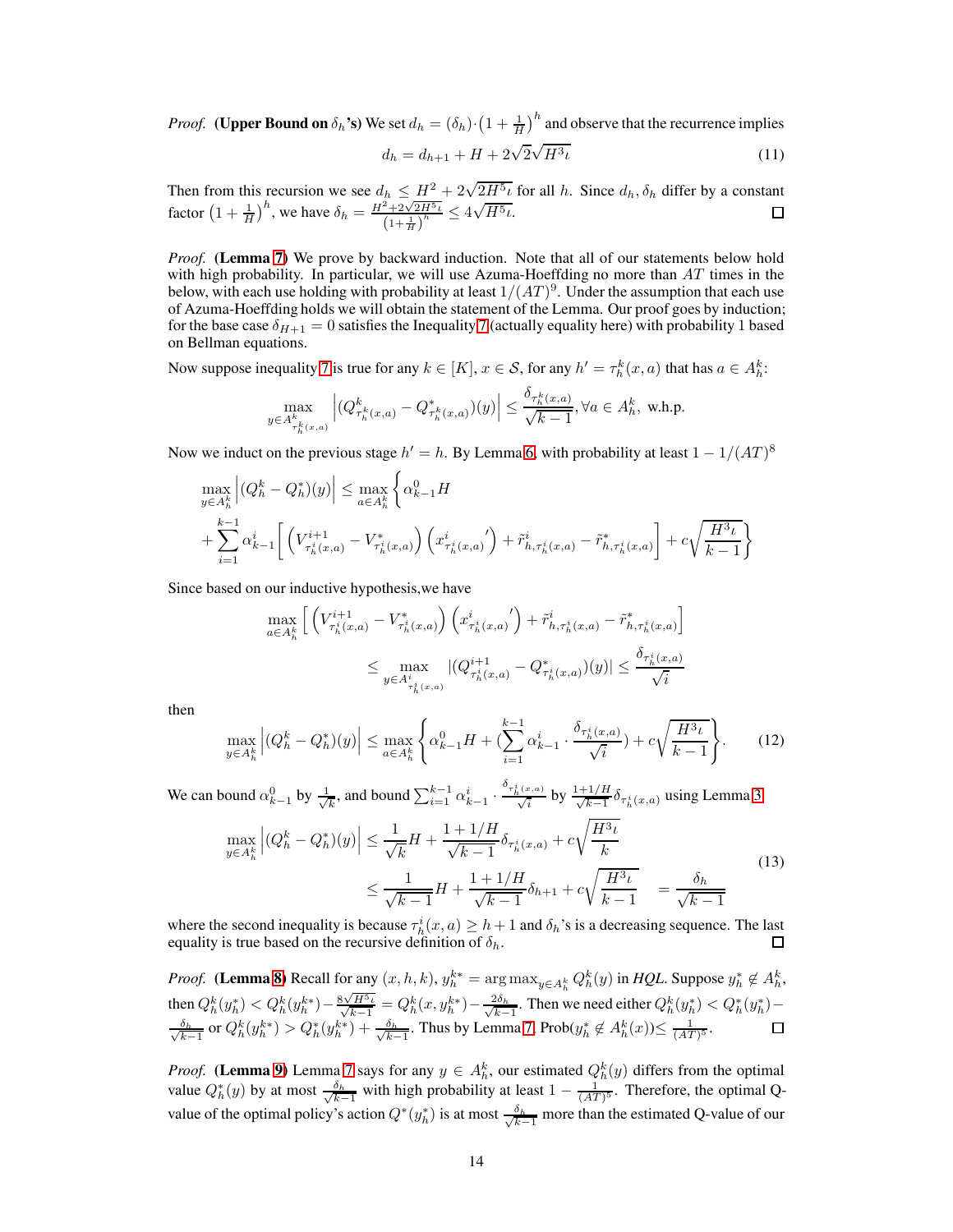*Proof.* **(Upper Bound on $\delta_h$'s)** We set $d_h = (\delta_h) \cdot \left(1 + \frac{1}{H}\right)^h$ and observe that the recurrence implies

$$d_h = d_{h+1} + H + 2\sqrt{2}\sqrt{H^3 \iota} \tag{11}$$

Then from this recursion we see $d_h \leq H^2 + 2\sqrt{2H^5\iota}$ for all $h$. Since $d_h, \delta_h$ differ by a constant factor $\left(1 + \frac{1}{H}\right)^h$, we have $\delta_h = \frac{H^2 + 2\sqrt{2H^5\iota}}{\left(1+\frac{1}{H}\right)^h} \leq 4\sqrt{H^5\iota}$. $\square$

*Proof.* **(Lemma 7)** We prove by backward induction. Note that all of our statements below hold with high probability. In particular, we will use Azuma-Hoeffding no more than $AT$ times in the below, with each use holding with probability at least $1/(AT)^9$. Under the assumption that each use of Azuma-Hoeffding holds we will obtain the statement of the Lemma. Our proof goes by induction; for the base case $\delta_{H+1} = 0$ satisfies the Inequality 7 (actually equality here) with probability 1 based on Bellman equations.

Now suppose inequality 7 is true for any $k \in [K]$, $x \in \mathcal{S}$, for any $h' = \tau_h^k(x, a)$ that has $a \in A_h^k$:

$$\max_{y \in A^k_{\tau_h^k(x,a)}} \left| (Q^k_{\tau_h^k(x,a)} - Q^*_{\tau_h^k(x,a)})(y) \right| \leq \frac{\delta_{\tau_h^k(x,a)}}{\sqrt{k-1}}, \forall a \in A_h^k, \text{ w.h.p.}$$

Now we induct on the previous stage $h' = h$. By Lemma 6, with probability at least $1 - 1/(AT)^8$

$$\max_{y \in A_h^k} \left| (Q_h^k - Q_h^*)(y) \right| \leq \max_{a \in A_h^k} \Bigg\{ \alpha^0_{k-1} H$$
$$+ \sum_{i=1}^{k-1} \alpha^i_{k-1} \Bigg[ \left( V^{i+1}_{\tau_h^i(x,a)} - V^*_{\tau_h^i(x,a)} \right) \left( {x^i_{\tau_h^i(x,a)}}' \right) + \tilde{r}^i_{h,\tau_h^i(x,a)} - \tilde{r}^*_{h,\tau_h^i(x,a)} \Bigg] + c\sqrt{\frac{H^3\iota}{k-1}} \Bigg\}$$

Since based on our inductive hypothesis,we have

$$\max_{a \in A_h^k} \left[ \left( V^{i+1}_{\tau_h^i(x,a)} - V^*_{\tau_h^i(x,a)} \right) \left( {x^i_{\tau_h^i(x,a)}}' \right) + \tilde{r}^i_{h,\tau_h^i(x,a)} - \tilde{r}^*_{h,\tau_h^i(x,a)} \right]$$
$$\leq \max_{y \in A^i_{\tau_h^i(x,a)}} |(Q^{i+1}_{\tau_h^i(x,a)} - Q^*_{\tau_h^i(x,a)})(y)| \leq \frac{\delta_{\tau_h^i(x,a)}}{\sqrt{i}}$$

then

$$\max_{y \in A_h^k} \left| (Q_h^k - Q_h^*)(y) \right| \leq \max_{a \in A_h^k} \left\{ \alpha^0_{k-1} H + \left( \sum_{i=1}^{k-1} \alpha^i_{k-1} \cdot \frac{\delta_{\tau_h^i(x,a)}}{\sqrt{i}} \right) + c\sqrt{\frac{H^3\iota}{k-1}} \right\}. \tag{12}$$

We can bound $\alpha^0_{k-1}$ by $\frac{1}{\sqrt{k}}$, and bound $\sum_{i=1}^{k-1} \alpha^i_{k-1} \cdot \frac{\delta_{\tau_h^i(x,a)}}{\sqrt{i}}$ by $\frac{1+1/H}{\sqrt{k-1}} \delta_{\tau_h^i(x,a)}$ using Lemma 3

$$\begin{aligned} \max_{y \in A_h^k} \left| (Q_h^k - Q_h^*)(y) \right| &\leq \frac{1}{\sqrt{k}} H + \frac{1 + 1/H}{\sqrt{k-1}} \delta_{\tau_h^i(x,a)} + c\sqrt{\frac{H^3\iota}{k}} \\ &\leq \frac{1}{\sqrt{k-1}} H + \frac{1 + 1/H}{\sqrt{k-1}} \delta_{h+1} + c\sqrt{\frac{H^3\iota}{k-1}} \quad = \frac{\delta_h}{\sqrt{k-1}} \end{aligned} \tag{13}$$

where the second inequality is because $\tau_h^i(x, a) \geq h + 1$ and $\delta_h$'s is a decreasing sequence. The last equality is true based on the recursive definition of $\delta_h$. $\square$

*Proof.* **(Lemma 8)** Recall for any $(x, h, k)$, $y_h^{k*} = \arg\max_{y \in A_h^k} Q_h^k(y)$ in *HQL*. Suppose $y_h^* \notin A_h^k$, then $Q_h^k(y_h^*) < Q_h^k(y_h^{k*}) - \frac{8\sqrt{H^5\iota}}{\sqrt{k-1}} = Q_h^k(x, y_h^{k*}) - \frac{2\delta_h}{\sqrt{k-1}}$. Then we need either $Q_h^k(y_h^*) < Q_h^*(y_h^*) - \frac{\delta_h}{\sqrt{k-1}}$ or $Q_h^k(y_h^{k*}) > Q_h^*(y_h^{k*}) + \frac{\delta_h}{\sqrt{k-1}}$. Thus by Lemma 7, Prob($y_h^* \notin A_h^k(x)$)$\leq \frac{1}{(AT)^5}$. $\square$

*Proof.* **(Lemma 9)** Lemma 7 says for any $y \in A_h^k$, our estimated $Q_h^k(y)$ differs from the optimal value $Q_h^*(y)$ by at most $\frac{\delta_h}{\sqrt{k-1}}$ with high probability at least $1 - \frac{1}{(AT)^5}$. Therefore, the optimal Q-value of the optimal policy's action $Q^*(y_h^*)$ is at most $\frac{\delta_h}{\sqrt{k-1}}$ more than the estimated Q-value of our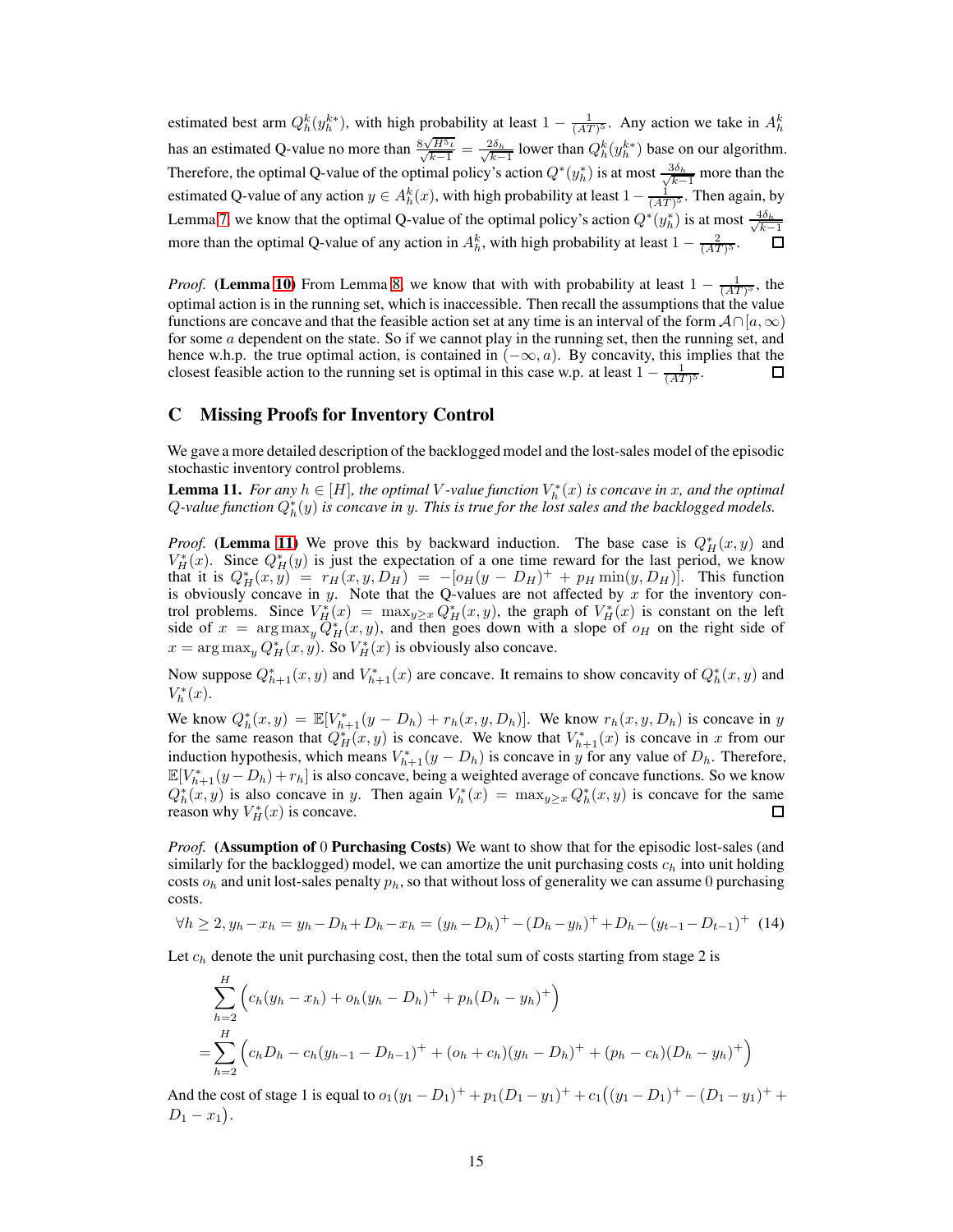estimated best arm $Q_h^k(y_h^{k*})$, with high probability at least $1 - \frac{1}{(AT)^5}$. Any action we take in $A_h^k$ has an estimated Q-value no more than $\frac{8\sqrt{H^5 \iota}}{\sqrt{k-1}} = \frac{2\delta_h}{\sqrt{k-1}}$ lower than $Q_h^k(y_h^{k*})$ base on our algorithm. Therefore, the optimal Q-value of the optimal policy's action $Q^*(y_h^*)$ is at most $\frac{3\delta_h}{\sqrt{k-1}}$ more than the estimated Q-value of any action $y \in A_h^k(x)$, with high probability at least $1 - \frac{1}{(AT)^5}$. Then again, by Lemma 7, we know that the optimal Q-value of the optimal policy's action $Q^*(y_h^*)$ is at most $\frac{4\delta_h}{\sqrt{k-1}}$ more than the optimal Q-value of any action in $A_h^k$, with high probability at least $1 - \frac{2}{(AT)^5}$. ◻

*Proof.* **(Lemma 10)** From Lemma 8, we know that with with probability at least $1 - \frac{1}{(AT)^5}$, the optimal action is in the running set, which is inaccessible. Then recall the assumptions that the value functions are concave and that the feasible action set at any time is an interval of the form $\mathcal{A} \cap [a, \infty)$ for some $a$ dependent on the state. So if we cannot play in the running set, then the running set, and hence w.h.p. the true optimal action, is contained in $(-\infty, a)$. By concavity, this implies that the closest feasible action to the running set is optimal in this case w.p. at least $1 - \frac{1}{(AT)^5}$. ◻

# C Missing Proofs for Inventory Control

We gave a more detailed description of the backlogged model and the lost-sales model of the episodic stochastic inventory control problems.

**Lemma 11.** *For any $h \in [H]$, the optimal V-value function $V_h^*(x)$ is concave in $x$, and the optimal Q-value function $Q_h^*(y)$ is concave in $y$. This is true for the lost sales and the backlogged models.*

*Proof.* **(Lemma 11)** We prove this by backward induction. The base case is $Q_H^*(x, y)$ and $V_H^*(x)$. Since $Q_H^*(y)$ is just the expectation of a one time reward for the last period, we know that it is $Q_H^*(x, y) = r_H(x, y, D_H) = -[o_H(y - D_H)^+ + p_H \min(y, D_H)]$. This function is obviously concave in $y$. Note that the Q-values are not affected by $x$ for the inventory control problems. Since $V_H^*(x) = \max_{y \geq x} Q_H^*(x, y)$, the graph of $V_H^*(x)$ is constant on the left side of $x = \arg\max_y Q_H^*(x, y)$, and then goes down with a slope of $o_H$ on the right side of $x = \arg\max_y Q_H^*(x, y)$. So $V_H^*(x)$ is obviously also concave.

Now suppose $Q_{h+1}^*(x, y)$ and $V_{h+1}^*(x)$ are concave. It remains to show concavity of $Q_h^*(x, y)$ and $V_h^*(x)$.

We know $Q_h^*(x, y) = \mathbb{E}[V_{h+1}^*(y - D_h) + r_h(x, y, D_h)]$. We know $r_h(x, y, D_h)$ is concave in $y$ for the same reason that $Q_H^*(x, y)$ is concave. We know that $V_{h+1}^*(x)$ is concave in $x$ from our induction hypothesis, which means $V_{h+1}^*(y - D_h)$ is concave in $y$ for any value of $D_h$. Therefore, $\mathbb{E}[V_{h+1}^*(y - D_h) + r_h]$ is also concave, being a weighted average of concave functions. So we know $Q_h^*(x, y)$ is also concave in $y$. Then again $V_h^*(x) = \max_{y \geq x} Q_h^*(x, y)$ is concave for the same reason why $V_H^*(x)$ is concave. ◻

*Proof.* **(Assumption of 0 Purchasing Costs)** We want to show that for the episodic lost-sales (and similarly for the backlogged) model, we can amortize the unit purchasing costs $c_h$ into unit holding costs $o_h$ and unit lost-sales penalty $p_h$, so that without loss of generality we can assume 0 purchasing costs.

$$\forall h \geq 2, y_h - x_h = y_h - D_h + D_h - x_h = (y_h - D_h)^+ - (D_h - y_h)^+ + D_h - (y_{t-1} - D_{t-1})^+ \quad (14)$$

Let $c_h$ denote the unit purchasing cost, then the total sum of costs starting from stage 2 is

$$\begin{aligned}
&\sum_{h=2}^{H} \Big( c_h(y_h - x_h) + o_h(y_h - D_h)^+ + p_h(D_h - y_h)^+ \Big) \\
=&\sum_{h=2}^{H} \Big( c_h D_h - c_h(y_{h-1} - D_{h-1})^+ + (o_h + c_h)(y_h - D_h)^+ + (p_h - c_h)(D_h - y_h)^+ \Big)
\end{aligned}$$

And the cost of stage 1 is equal to $o_1(y_1 - D_1)^+ + p_1(D_1 - y_1)^+ + c_1\big((y_1 - D_1)^+ - (D_1 - y_1)^+ + D_1 - x_1\big)$.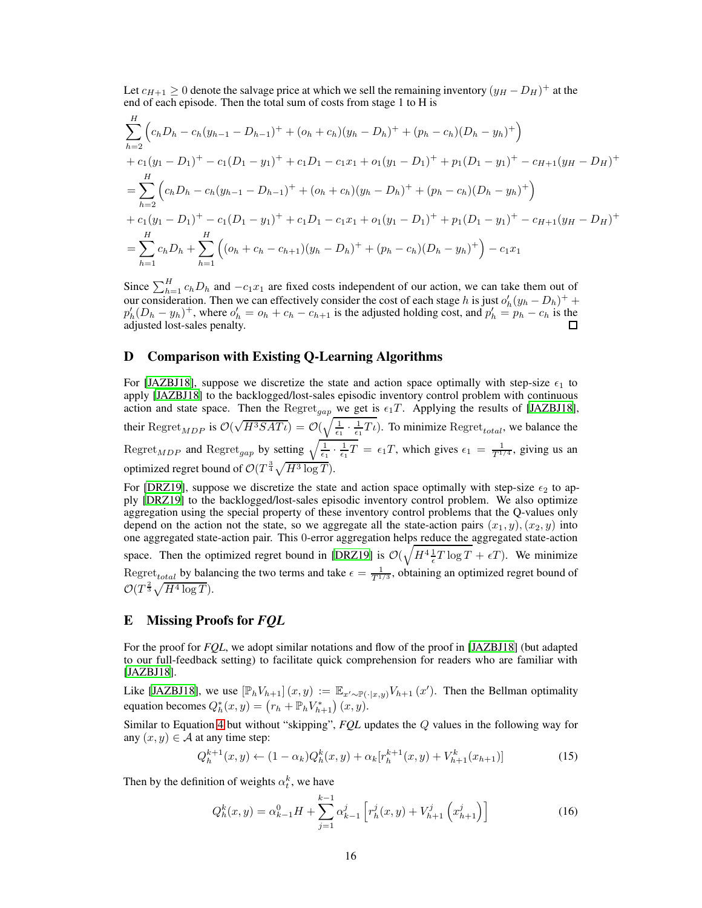Let $c_{H+1} \geq 0$ denote the salvage price at which we sell the remaining inventory $(y_H - D_H)^+$ at the end of each episode. Then the total sum of costs from stage 1 to H is

$$
\begin{aligned}
&\sum_{h=2}^{H} \Big( c_h D_h - c_h (y_{h-1} - D_{h-1})^+ + (o_h + c_h)(y_h - D_h)^+ + (p_h - c_h)(D_h - y_h)^+ \Big) \\
&+ c_1(y_1 - D_1)^+ - c_1(D_1 - y_1)^+ + c_1 D_1 - c_1 x_1 + o_1(y_1 - D_1)^+ + p_1(D_1 - y_1)^+ - c_{H+1}(y_H - D_H)^+ \\
&= \sum_{h=2}^{H} \Big( c_h D_h - c_h (y_{h-1} - D_{h-1})^+ + (o_h + c_h)(y_h - D_h)^+ + (p_h - c_h)(D_h - y_h)^+ \Big) \\
&+ c_1(y_1 - D_1)^+ - c_1(D_1 - y_1)^+ + c_1 D_1 - c_1 x_1 + o_1(y_1 - D_1)^+ + p_1(D_1 - y_1)^+ - c_{H+1}(y_H - D_H)^+ \\
&= \sum_{h=1}^{H} c_h D_h + \sum_{h=1}^{H} \Big( (o_h + c_h - c_{h+1})(y_h - D_h)^+ + (p_h - c_h)(D_h - y_h)^+ \Big) - c_1 x_1
\end{aligned}
$$

Since $\sum_{h=1}^{H} c_h D_h$ and $-c_1 x_1$ are fixed costs independent of our action, we can take them out of our consideration. Then we can effectively consider the cost of each stage $h$ is just $o'_h(y_h - D_h)^+ + p'_h(D_h - y_h)^+$, where $o'_h = o_h + c_h - c_{h+1}$ is the adjusted holding cost, and $p'_h = p_h - c_h$ is the adjusted lost-sales penalty. □

## D Comparison with Existing Q-Learning Algorithms

For [JAZBJ18], suppose we discretize the state and action space optimally with step-size $\epsilon_1$ to apply [JAZBJ18] to the backlogged/lost-sales episodic inventory control problem with continuous action and state space. Then the $\text{Regret}_{gap}$ we get is $\epsilon_1 T$. Applying the results of [JAZBJ18], their $\text{Regret}_{MDP}$ is $\mathcal{O}(\sqrt{H^3 SAT\iota}) = \mathcal{O}(\sqrt{\frac{1}{\epsilon_1} \cdot \frac{1}{\epsilon_1} T\iota})$. To minimize $\text{Regret}_{total}$, we balance the $\text{Regret}_{MDP}$ and $\text{Regret}_{gap}$ by setting $\sqrt{\frac{1}{\epsilon_1} \cdot \frac{1}{\epsilon_1} T} = \epsilon_1 T$, which gives $\epsilon_1 = \frac{1}{T^{1/4}}$, giving us an optimized regret bound of $\mathcal{O}(T^{\frac{3}{4}} \sqrt{H^3 \log T})$.

For [DRZ19], suppose we discretize the state and action space optimally with step-size $\epsilon_2$ to apply [DRZ19] to the backlogged/lost-sales episodic inventory control problem. We also optimize aggregation using the special property of these inventory control problems that the Q-values only depend on the action not the state, so we aggregate all the state-action pairs $(x_1, y), (x_2, y)$ into one aggregated state-action pair. This 0-error aggregation helps reduce the aggregated state-action space. Then the optimized regret bound in [DRZ19] is $\mathcal{O}(\sqrt{H^4 \frac{1}{\epsilon} T \log T} + \epsilon T)$. We minimize $\text{Regret}_{total}$ by balancing the two terms and take $\epsilon = \frac{1}{T^{1/3}}$, obtaining an optimized regret bound of $\mathcal{O}(T^{\frac{2}{3}} \sqrt{H^4 \log T})$.

## E Missing Proofs for *FQL*

For the proof for *FQL*, we adopt similar notations and flow of the proof in [JAZBJ18] (but adapted to our full-feedback setting) to facilitate quick comprehension for readers who are familiar with [JAZBJ18].

Like [JAZBJ18], we use $[\mathbb{P}_h V_{h+1}](x, y) := \mathbb{E}_{x' \sim \mathbb{P}(\cdot|x,y)} V_{h+1}(x')$. Then the Bellman optimality equation becomes $Q_h^*(x, y) = (r_h + \mathbb{P}_h V_{h+1}^*)(x, y)$.

Similar to Equation 4 but without "skipping", *FQL* updates the $Q$ values in the following way for any $(x, y) \in \mathcal{A}$ at any time step:

$$
Q_h^{k+1}(x, y) \leftarrow (1 - \alpha_k) Q_h^k(x, y) + \alpha_k [r_h^{k+1}(x, y) + V_{h+1}^k(x_{h+1})] \tag{15}
$$

Then by the definition of weights $\alpha_t^k$, we have

$$
Q_h^k(x, y) = \alpha_{k-1}^0 H + \sum_{j=1}^{k-1} \alpha_{k-1}^j \left[ r_h^j(x, y) + V_{h+1}^j \left( x_{h+1}^j \right) \right] \tag{16}
$$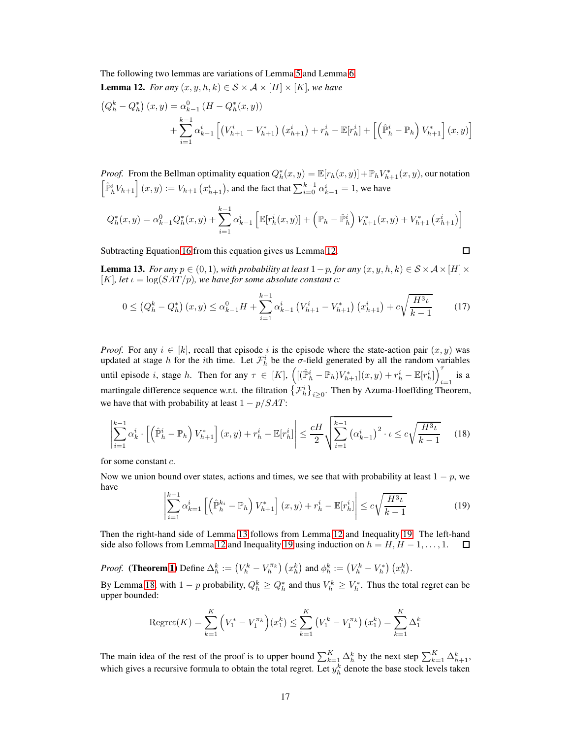The following two lemmas are variations of Lemma 5 and Lemma 6.

**Lemma 12.** *For any $(x, y, h, k) \in \mathcal{S} \times \mathcal{A} \times [H] \times [K]$, we have*

$$
\begin{aligned}
\left(Q_h^k - Q_h^*\right)(x, y) = \alpha_{k-1}^0 \left(H - Q_h^*(x, y)\right) \\
+ \sum_{i=1}^{k-1} \alpha_{k-1}^i \left[\left(V_{h+1}^i - V_{h+1}^*\right)\left(x_{h+1}^i\right) + r_h^i - \mathbb{E}[r_h^i] + \left[\left(\hat{\mathbb{P}}_h^i - \mathbb{P}_h\right) V_{h+1}^*\right](x, y)\right]
\end{aligned}
$$

*Proof.* From the Bellman optimality equation $Q_h^*(x, y) = \mathbb{E}[r_h(x, y)] + \mathbb{P}_h V_{h+1}^*(x, y)$, our notation $\left[\hat{\mathbb{P}}_h^i V_{h+1}\right](x, y) := V_{h+1}\left(x_{h+1}^i\right)$, and the fact that $\sum_{i=0}^{k-1} \alpha_{k-1}^i = 1$, we have

$$
Q_h^*(x, y) = \alpha_{k-1}^0 Q_h^*(x, y) + \sum_{i=1}^{k-1} \alpha_{k-1}^i \left[\mathbb{E}[r_h^i(x, y)] + \left(\mathbb{P}_h - \hat{\mathbb{P}}_h^i\right) V_{h+1}^*(x, y) + V_{h+1}^*\left(x_{h+1}^i\right)\right]
$$

Subtracting Equation 16 from this equation gives us Lemma 12. □

**Lemma 13.** *For any $p \in (0, 1)$, with probability at least $1 - p$, for any $(x, y, h, k) \in \mathcal{S} \times \mathcal{A} \times [H] \times [K]$, let $\iota = \log(SAT/p)$, we have for some absolute constant $c$:*

$$
0 \leq \left(Q_h^k - Q_h^*\right)(x, y) \leq \alpha_{k-1}^0 H + \sum_{i=1}^{k-1} \alpha_{k-1}^i \left(V_{h+1}^i - V_{h+1}^*\right)\left(x_{h+1}^i\right) + c\sqrt{\frac{H^3 \iota}{k-1}} \tag{17}
$$

*Proof.* For any $i \in [k]$, recall that episode $i$ is the episode where the state-action pair $(x, y)$ was updated at stage $h$ for the $i$th time. Let $\mathcal{F}_h^i$ be the $\sigma$-field generated by all the random variables until episode $i$, stage $h$. Then for any $\tau \in [K]$, $\left([(\hat{\mathbb{P}}_h^i - \mathbb{P}_h)V_{h+1}^*](x, y) + r_h^i - \mathbb{E}[r_h^i]\right)_{i=1}^{\tau}$ is a martingale difference sequence w.r.t. the filtration $\left\{\mathcal{F}_h^i\right\}_{i \geq 0}$. Then by Azuma-Hoeffding Theorem, we have that with probability at least $1 - p/SAT$:

$$
\left|\sum_{i=1}^{k-1} \alpha_k^i \cdot \left[\left(\hat{\mathbb{P}}_h^i - \mathbb{P}_h\right) V_{h+1}^*\right](x, y) + r_h^i - \mathbb{E}[r_h^i]\right| \leq \frac{cH}{2} \sqrt{\sum_{i=1}^{k-1} \left(\alpha_{k-1}^i\right)^2 \cdot \iota} \leq c\sqrt{\frac{H^3 \iota}{k-1}} \tag{18}
$$

for some constant $c$.

Now we union bound over states, actions and times, we see that with probability at least $1 - p$, we have

$$
\left|\sum_{i=1}^{k-1} \alpha_{k=1}^i \left[\left(\hat{\mathbb{P}}_h^{k_i} - \mathbb{P}_h\right) V_{h+1}^*\right](x, y) + r_h^i - \mathbb{E}[r_h^i]\right| \leq c\sqrt{\frac{H^3 \iota}{k-1}} \tag{19}
$$

Then the right-hand side of Lemma 13 follows from Lemma 12 and Inequality 19. The left-hand side also follows from Lemma 12 and Inequality 19 using induction on $h = H, H-1, \ldots, 1$. □

*Proof.* **(Theorem 1)** Define $\Delta_h^k := \left(V_h^k - V_h^{\pi_k}\right)\left(x_h^k\right)$ and $\phi_h^k := \left(V_h^k - V_h^*\right)\left(x_h^k\right)$.

By Lemma 18, with $1 - p$ probability, $Q_h^k \geq Q_h^*$ and thus $V_h^k \geq V_h^*$. Thus the total regret can be upper bounded:

$$
\text{Regret}(K) = \sum_{k=1}^{K} \left(V_1^* - V_1^{\pi_k}\right)(x_1^k) \leq \sum_{k=1}^{K} \left(V_1^k - V_1^{\pi_k}\right)\left(x_1^k\right) = \sum_{k=1}^{K} \Delta_1^k
$$

The main idea of the rest of the proof is to upper bound $\sum_{k=1}^{K} \Delta_h^k$ by the next step $\sum_{k=1}^{K} \Delta_{h+1}^k$, which gives a recursive formula to obtain the total regret. Let $y_h^k$ denote the base stock levels taken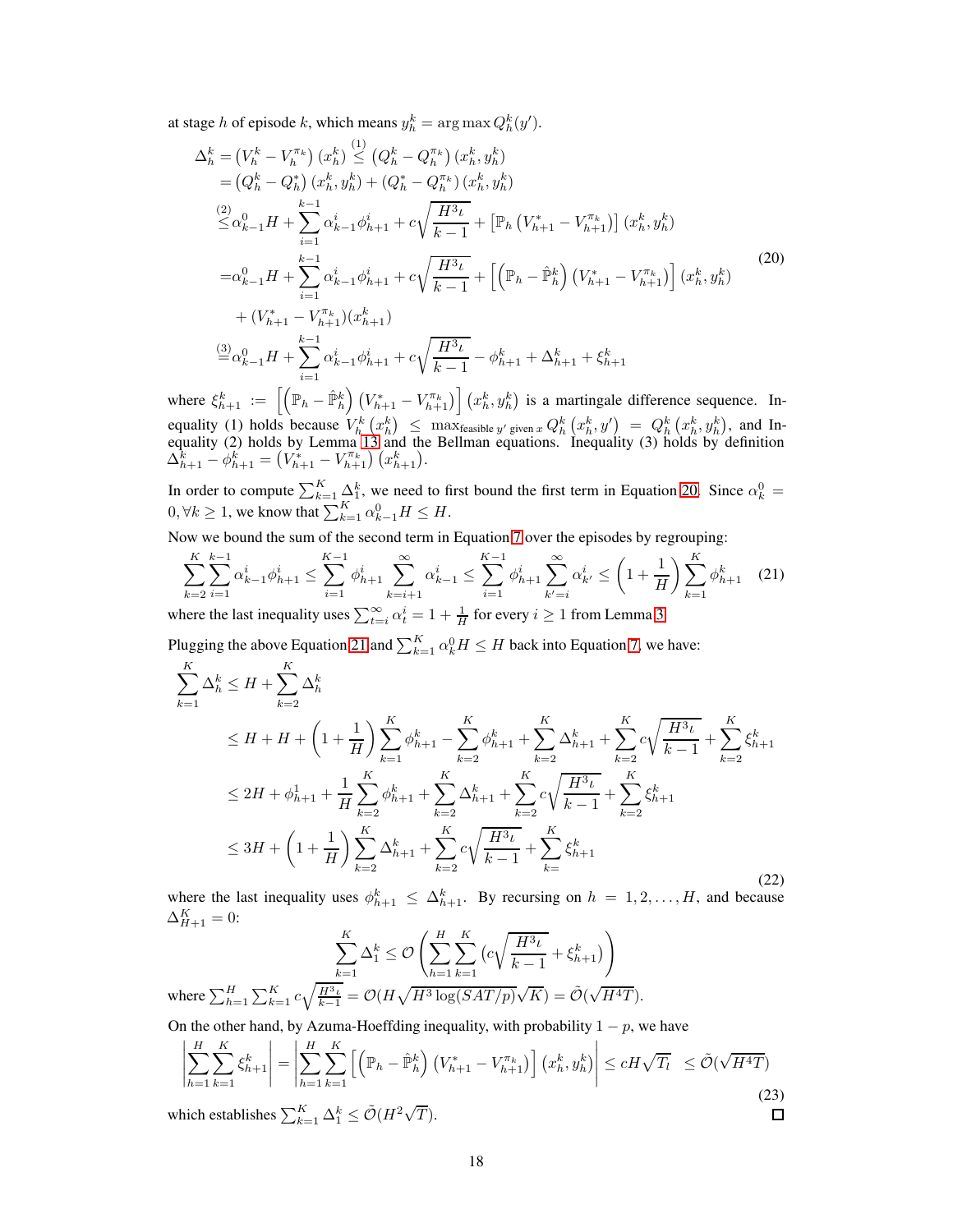at stage $h$ of episode $k$, which means $y_h^k = \arg\max Q_h^k(y')$.

$$
\begin{aligned}
\Delta_h^k = \left(V_h^k - V_h^{\pi_k}\right)\left(x_h^k\right) &\overset{(1)}{\leq} \left(Q_h^k - Q_h^{\pi_k}\right)\left(x_h^k, y_h^k\right) \\
&= \left(Q_h^k - Q_h^*\right)\left(x_h^k, y_h^k\right) + \left(Q_h^* - Q_h^{\pi_k}\right)\left(x_h^k, y_h^k\right) \\
&\overset{(2)}{\leq} \alpha_{k-1}^0 H + \sum_{i=1}^{k-1} \alpha_{k-1}^i \phi_{h+1}^i + c\sqrt{\frac{H^3 \iota}{k-1}} + \left[\mathbb{P}_h\left(V_{h+1}^* - V_{h+1}^{\pi_k}\right)\right]\left(x_h^k, y_h^k\right) \\
&= \alpha_{k-1}^0 H + \sum_{i=1}^{k-1} \alpha_{k-1}^i \phi_{h+1}^i + c\sqrt{\frac{H^3 \iota}{k-1}} + \left[\left(\mathbb{P}_h - \hat{\mathbb{P}}_h^k\right)\left(V_{h+1}^* - V_{h+1}^{\pi_k}\right)\right]\left(x_h^k, y_h^k\right) \\
&\quad + \left(V_{h+1}^* - V_{h+1}^{\pi_k}\right)\left(x_{h+1}^k\right) \\
&\overset{(3)}{=} \alpha_{k-1}^0 H + \sum_{i=1}^{k-1} \alpha_{k-1}^i \phi_{h+1}^i + c\sqrt{\frac{H^3 \iota}{k-1}} - \phi_{h+1}^k + \Delta_{h+1}^k + \xi_{h+1}^k
\end{aligned}
\tag{20}
$$

where $\xi_{h+1}^k := \left[\left(\mathbb{P}_h - \hat{\mathbb{P}}_h^k\right)\left(V_{h+1}^* - V_{h+1}^{\pi_k}\right)\right]\left(x_h^k, y_h^k\right)$ is a martingale difference sequence. Inequality (1) holds because $V_h^k\left(x_h^k\right) \leq \max_{\text{feasible } y' \text{ given } x} Q_h^k\left(x_h^k, y'\right) = Q_h^k\left(x_h^k, y_h^k\right)$, and Inequality (2) holds by Lemma 13 and the Bellman equations. Inequality (3) holds by definition $\Delta_{h+1}^k - \phi_{h+1}^k = \left(V_{h+1}^* - V_{h+1}^{\pi_k}\right)\left(x_{h+1}^k\right)$.

In order to compute $\sum_{k=1}^K \Delta_1^k$, we need to first bound the first term in Equation 20. Since $\alpha_k^0 = 0, \forall k \geq 1$, we know that $\sum_{k=1}^K \alpha_{k-1}^0 H \leq H$.

Now we bound the sum of the second term in Equation 7 over the episodes by regrouping:

$$
\sum_{k=2}^{K} \sum_{i=1}^{k-1} \alpha_{k-1}^i \phi_{h+1}^i \leq \sum_{i=1}^{K-1} \phi_{h+1}^i \sum_{k=i+1}^{\infty} \alpha_{k-1}^i \leq \sum_{i=1}^{K-1} \phi_{h+1}^i \sum_{k'=i}^{\infty} \alpha_{k'}^i \leq \left(1 + \frac{1}{H}\right) \sum_{k=1}^{K} \phi_{h+1}^k \tag{21}
$$

where the last inequality uses $\sum_{t=i}^{\infty} \alpha_t^i = 1 + \frac{1}{H}$ for every $i \geq 1$ from Lemma 3.

Plugging the above Equation 21 and $\sum_{k=1}^K \alpha_k^0 H \leq H$ back into Equation 7, we have:

$$
\begin{aligned}
\sum_{k=1}^{K} \Delta_h^k &\leq H + \sum_{k=2}^{K} \Delta_h^k \\
&\leq H + H + \left(1 + \frac{1}{H}\right) \sum_{k=1}^{K} \phi_{h+1}^k - \sum_{k=2}^{K} \phi_{h+1}^k + \sum_{k=2}^{K} \Delta_{h+1}^k + \sum_{k=2}^{K} c\sqrt{\frac{H^3 \iota}{k-1}} + \sum_{k=2}^{K} \xi_{h+1}^k \\
&\leq 2H + \phi_{h+1}^1 + \frac{1}{H} \sum_{k=2}^{K} \phi_{h+1}^k + \sum_{k=2}^{K} \Delta_{h+1}^k + \sum_{k=2}^{K} c\sqrt{\frac{H^3 \iota}{k-1}} + \sum_{k=2}^{K} \xi_{h+1}^k \\
&\leq 3H + \left(1 + \frac{1}{H}\right) \sum_{k=2}^{K} \Delta_{h+1}^k + \sum_{k=2}^{K} c\sqrt{\frac{H^3 \iota}{k-1}} + \sum_{k=}^{K} \xi_{h+1}^k
\end{aligned}
\tag{22}
$$

where the last inequality uses $\phi_{h+1}^k \leq \Delta_{h+1}^k$. By recursing on $h = 1, 2, \ldots, H$, and because $\Delta_{H+1}^K = 0$:

$$
\sum_{k=1}^{K} \Delta_1^k \leq \mathcal{O}\left(\sum_{h=1}^{H} \sum_{k=1}^{K} \left(c\sqrt{\frac{H^3 \iota}{k-1}} + \xi_{h+1}^k\right)\right)
$$

where $\sum_{h=1}^H \sum_{k=1}^K c\sqrt{\frac{H^3 \iota}{k-1}} = \mathcal{O}(H\sqrt{H^3 \log(SAT/p)}\sqrt{K}) = \tilde{\mathcal{O}}(\sqrt{H^4 T})$.

On the other hand, by Azuma-Hoeffding inequality, with probability $1 - p$, we have

$$
\left|\sum_{h=1}^{H} \sum_{k=1}^{K} \xi_{h+1}^k\right| = \left|\sum_{h=1}^{H} \sum_{k=1}^{K} \left[\left(\mathbb{P}_h - \hat{\mathbb{P}}_h^k\right)\left(V_{h+1}^* - V_{h+1}^{\pi_k}\right)\right]\left(x_h^k, y_h^k\right)\right| \leq cH\sqrt{T_l} \leq \tilde{\mathcal{O}}(\sqrt{H^4 T}) \tag{23}
$$

which establishes $\sum_{k=1}^K \Delta_1^k \leq \tilde{\mathcal{O}}(H^2\sqrt{T})$. $\square$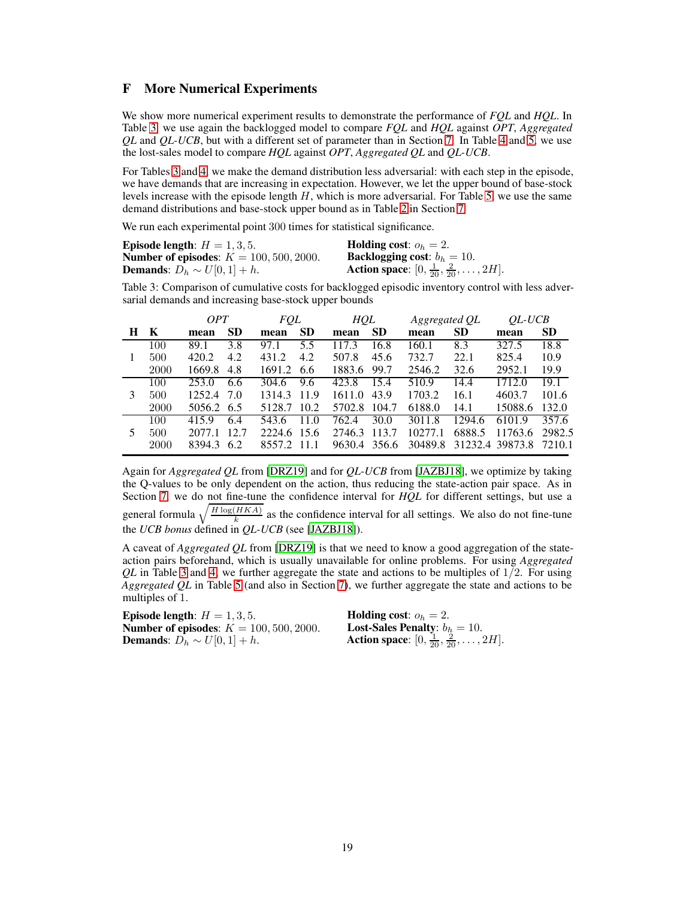# F More Numerical Experiments

We show more numerical experiment results to demonstrate the performance of *FQL* and *HQL*. In Table 3, we use again the backlogged model to compare *FQL* and *HQL* against *OPT*, *Aggregated QL* and *QL-UCB*, but with a different set of parameter than in Section 7. In Table 4 and 5, we use the lost-sales model to compare *HQL* against *OPT*, *Aggregated QL* and *QL-UCB*.

For Tables 3 and 4, we make the demand distribution less adversarial: with each step in the episode, we have demands that are increasing in expectation. However, we let the upper bound of base-stock levels increase with the episode length $H$, which is more adversarial. For Table 5, we use the same demand distributions and base-stock upper bound as in Table 2 in Section 7.

We run each experimental point 300 times for statistical significance.

**Episode length**: $H = 1, 3, 5$.
**Number of episodes**: $K = 100, 500, 2000$.
**Demands**: $D_h \sim U[0, 1] + h$.
**Holding cost**: $o_h = 2$.
**Backlogging cost**: $b_h = 10$.
**Action space**: $[0, \frac{1}{20}, \frac{2}{20}, \ldots, 2H]$.

Table 3: Comparison of cumulative costs for backlogged episodic inventory control with less adversarial demands and increasing base-stock upper bounds

| | | *OPT* | | *FQL* | | *HQL* | | *Aggregated QL* | | *QL-UCB* | |
|---|---|---|---|---|---|---|---|---|---|---|---|
| **H** | **K** | **mean** | **SD** | **mean** | **SD** | **mean** | **SD** | **mean** | **SD** | **mean** | **SD** |
| 1 | 100 | 89.1 | 3.8 | 97.1 | 5.5 | 117.3 | 16.8 | 160.1 | 8.3 | 327.5 | 18.8 |
| | 500 | 420.2 | 4.2 | 431.2 | 4.2 | 507.8 | 45.6 | 732.7 | 22.1 | 825.4 | 10.9 |
| | 2000 | 1669.8 | 4.8 | 1691.2 | 6.6 | 1883.6 | 99.7 | 2546.2 | 32.6 | 2952.1 | 19.9 |
| 3 | 100 | 253.0 | 6.6 | 304.6 | 9.6 | 423.8 | 15.4 | 510.9 | 14.4 | 1712.0 | 19.1 |
| | 500 | 1252.4 | 7.0 | 1314.3 | 11.9 | 1611.0 | 43.9 | 1703.2 | 16.1 | 4603.7 | 101.6 |
| | 2000 | 5056.2 | 6.5 | 5128.7 | 10.2 | 5702.8 | 104.7 | 6188.0 | 14.1 | 15088.6 | 132.0 |
| 5 | 100 | 415.9 | 6.4 | 543.6 | 11.0 | 762.4 | 30.0 | 3011.8 | 1294.6 | 6101.9 | 357.6 |
| | 500 | 2077.1 | 12.7 | 2224.6 | 15.6 | 2746.3 | 113.7 | 10277.1 | 6888.5 | 11763.6 | 2982.5 |
| | 2000 | 8394.3 | 6.2 | 8557.2 | 11.1 | 9630.4 | 356.6 | 30489.8 | 31232.4 | 39873.8 | 7210.1 |

Again for *Aggregated QL* from [DRZ19] and for *QL-UCB* from [JAZBJ18], we optimize by taking the Q-values to be only dependent on the action, thus reducing the state-action pair space. As in Section 7, we do not fine-tune the confidence interval for *HQL* for different settings, but use a general formula $\sqrt{\frac{H \log(HKA)}{k}}$ as the confidence interval for all settings. We also do not fine-tune the *UCB bonus* defined in *QL-UCB* (see [JAZBJ18]).

A caveat of *Aggregated QL* from [DRZ19] is that we need to know a good aggregation of the state-action pairs beforehand, which is usually unavailable for online problems. For using *Aggregated QL* in Table 3 and 4, we further aggregate the state and actions to be multiples of $1/2$. For using *Aggregated QL* in Table 5 (and also in Section 7), we further aggregate the state and actions to be multiples of 1.

**Episode length**: $H = 1, 3, 5$.
**Number of episodes**: $K = 100, 500, 2000$.
**Demands**: $D_h \sim U[0, 1] + h$.
**Holding cost**: $o_h = 2$.
**Lost-Sales Penalty**: $b_h = 10$.
**Action space**: $[0, \frac{1}{20}, \frac{2}{20}, \ldots, 2H]$.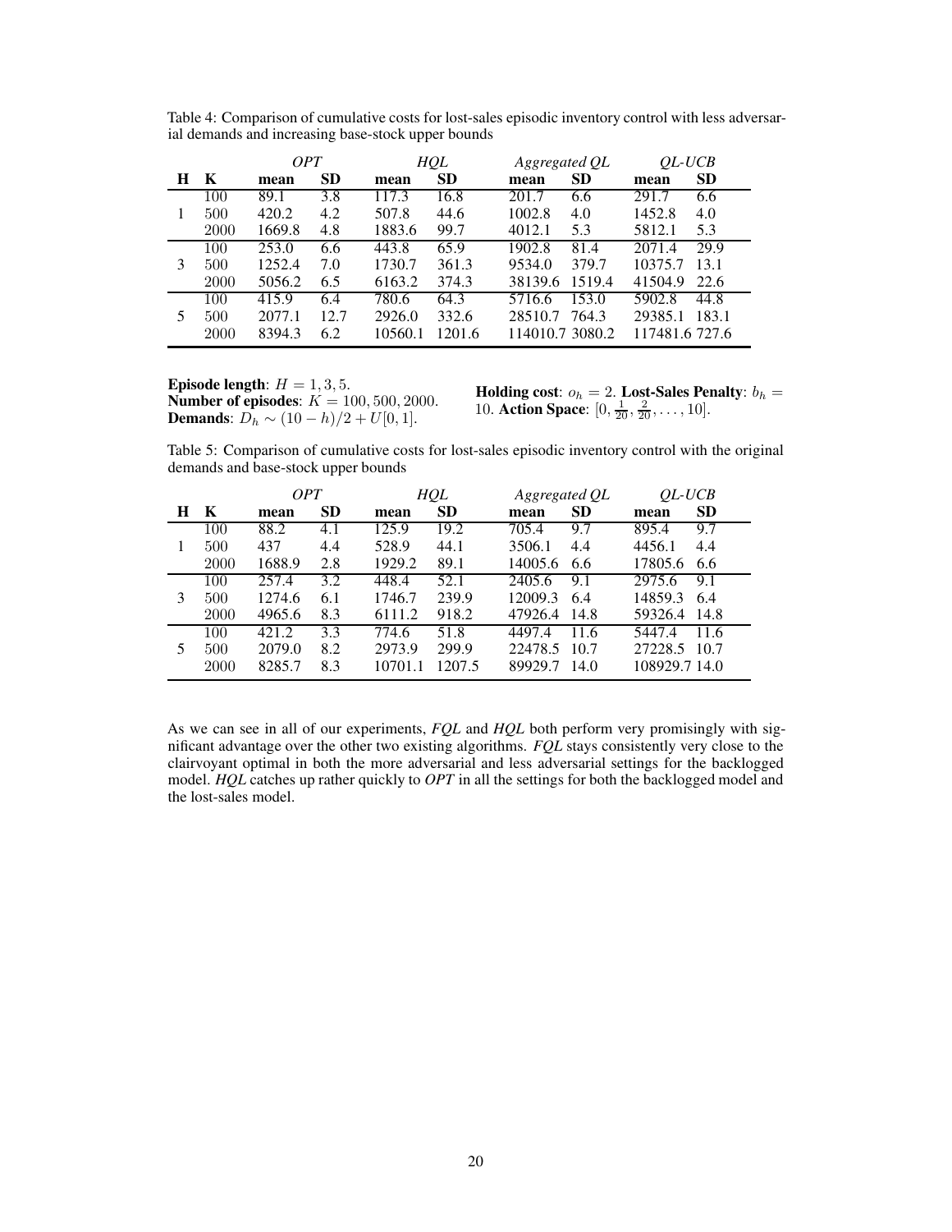Table 4: Comparison of cumulative costs for lost-sales episodic inventory control with less adversarial demands and increasing base-stock upper bounds

| | | *OPT* | | *HQL* | | *Aggregated QL* | | *QL-UCB* | |
|---|---|---|---|---|---|---|---|---|---|
| **H** | **K** | **mean** | **SD** | **mean** | **SD** | **mean** | **SD** | **mean** | **SD** |
| 1 | 100 | 89.1 | 3.8 | 117.3 | 16.8 | 201.7 | 6.6 | 291.7 | 6.6 |
| | 500 | 420.2 | 4.2 | 507.8 | 44.6 | 1002.8 | 4.0 | 1452.8 | 4.0 |
| | 2000 | 1669.8 | 4.8 | 1883.6 | 99.7 | 4012.1 | 5.3 | 5812.1 | 5.3 |
| 3 | 100 | 253.0 | 6.6 | 443.8 | 65.9 | 1902.8 | 81.4 | 2071.4 | 29.9 |
| | 500 | 1252.4 | 7.0 | 1730.7 | 361.3 | 9534.0 | 379.7 | 10375.7 | 13.1 |
| | 2000 | 5056.2 | 6.5 | 6163.2 | 374.3 | 38139.6 | 1519.4 | 41504.9 | 22.6 |
| 5 | 100 | 415.9 | 6.4 | 780.6 | 64.3 | 5716.6 | 153.0 | 5902.8 | 44.8 |
| | 500 | 2077.1 | 12.7 | 2926.0 | 332.6 | 28510.7 | 764.3 | 29385.1 | 183.1 |
| | 2000 | 8394.3 | 6.2 | 10560.1 | 1201.6 | 114010.7 | 3080.2 | 117481.6 | 727.6 |

**Episode length**: $H = 1, 3, 5$.
**Number of episodes**: $K = 100, 500, 2000$.
**Demands**: $D_h \sim (10 - h)/2 + U[0, 1]$.

**Holding cost**: $o_h = 2$. **Lost-Sales Penalty**: $b_h = 10$. **Action Space**: $[0, \frac{1}{20}, \frac{2}{20}, \ldots, 10]$.

Table 5: Comparison of cumulative costs for lost-sales episodic inventory control with the original demands and base-stock upper bounds

| | | *OPT* | | *HQL* | | *Aggregated QL* | | *QL-UCB* | |
|---|---|---|---|---|---|---|---|---|---|
| **H** | **K** | **mean** | **SD** | **mean** | **SD** | **mean** | **SD** | **mean** | **SD** |
| 1 | 100 | 88.2 | 4.1 | 125.9 | 19.2 | 705.4 | 9.7 | 895.4 | 9.7 |
| | 500 | 437 | 4.4 | 528.9 | 44.1 | 3506.1 | 4.4 | 4456.1 | 4.4 |
| | 2000 | 1688.9 | 2.8 | 1929.2 | 89.1 | 14005.6 | 6.6 | 17805.6 | 6.6 |
| 3 | 100 | 257.4 | 3.2 | 448.4 | 52.1 | 2405.6 | 9.1 | 2975.6 | 9.1 |
| | 500 | 1274.6 | 6.1 | 1746.7 | 239.9 | 12009.3 | 6.4 | 14859.3 | 6.4 |
| | 2000 | 4965.6 | 8.3 | 6111.2 | 918.2 | 47926.4 | 14.8 | 59326.4 | 14.8 |
| 5 | 100 | 421.2 | 3.3 | 774.6 | 51.8 | 4497.4 | 11.6 | 5447.4 | 11.6 |
| | 500 | 2079.0 | 8.2 | 2973.9 | 299.9 | 22478.5 | 10.7 | 27228.5 | 10.7 |
| | 2000 | 8285.7 | 8.3 | 10701.1 | 1207.5 | 89929.7 | 14.0 | 108929.7 | 14.0 |

As we can see in all of our experiments, *FQL* and *HQL* both perform very promisingly with significant advantage over the other two existing algorithms. *FQL* stays consistently very close to the clairvoyant optimal in both the more adversarial and less adversarial settings for the backlogged model. *HQL* catches up rather quickly to *OPT* in all the settings for both the backlogged model and the lost-sales model.